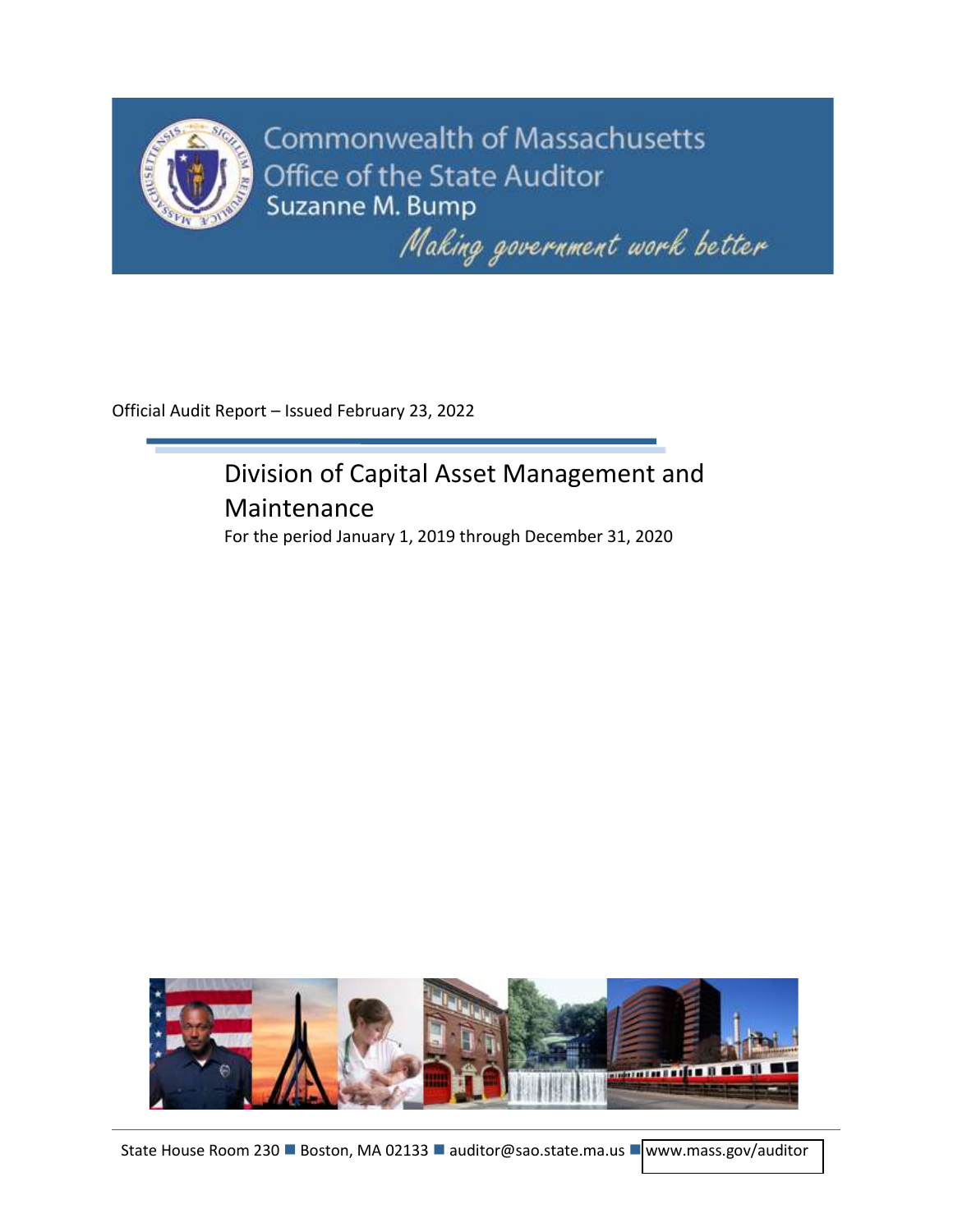Commonwealth of Massachusetts
Office of the State Auditor
Suzanne M. Bump

*Making government work better*

Official Audit Report – Issued February 23, 2022

# Division of Capital Asset Management and Maintenance

For the period January 1, 2019 through December 31, 2020

State House Room 230 ■ Boston, MA 02133 ■ auditor@sao.state.ma.us ■ www.mass.gov/auditor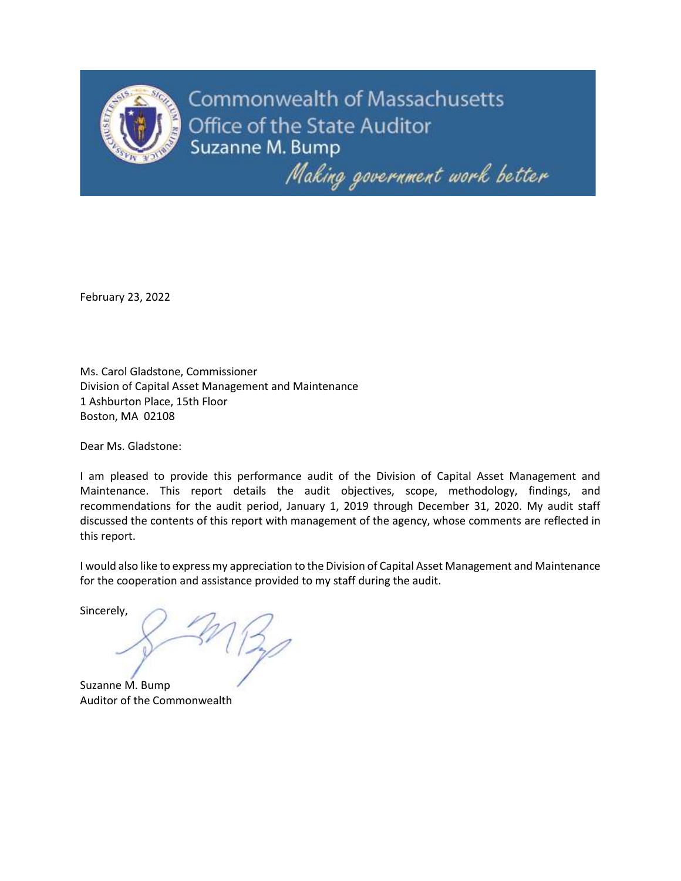Commonwealth of Massachusetts
Office of the State Auditor
Suzanne M. Bump

*Making government work better*

February 23, 2022

Ms. Carol Gladstone, Commissioner
Division of Capital Asset Management and Maintenance
1 Ashburton Place, 15th Floor
Boston, MA 02108

Dear Ms. Gladstone:

I am pleased to provide this performance audit of the Division of Capital Asset Management and Maintenance. This report details the audit objectives, scope, methodology, findings, and recommendations for the audit period, January 1, 2019 through December 31, 2020. My audit staff discussed the contents of this report with management of the agency, whose comments are reflected in this report.

I would also like to express my appreciation to the Division of Capital Asset Management and Maintenance for the cooperation and assistance provided to my staff during the audit.

Sincerely,

Suzanne M. Bump
Auditor of the Commonwealth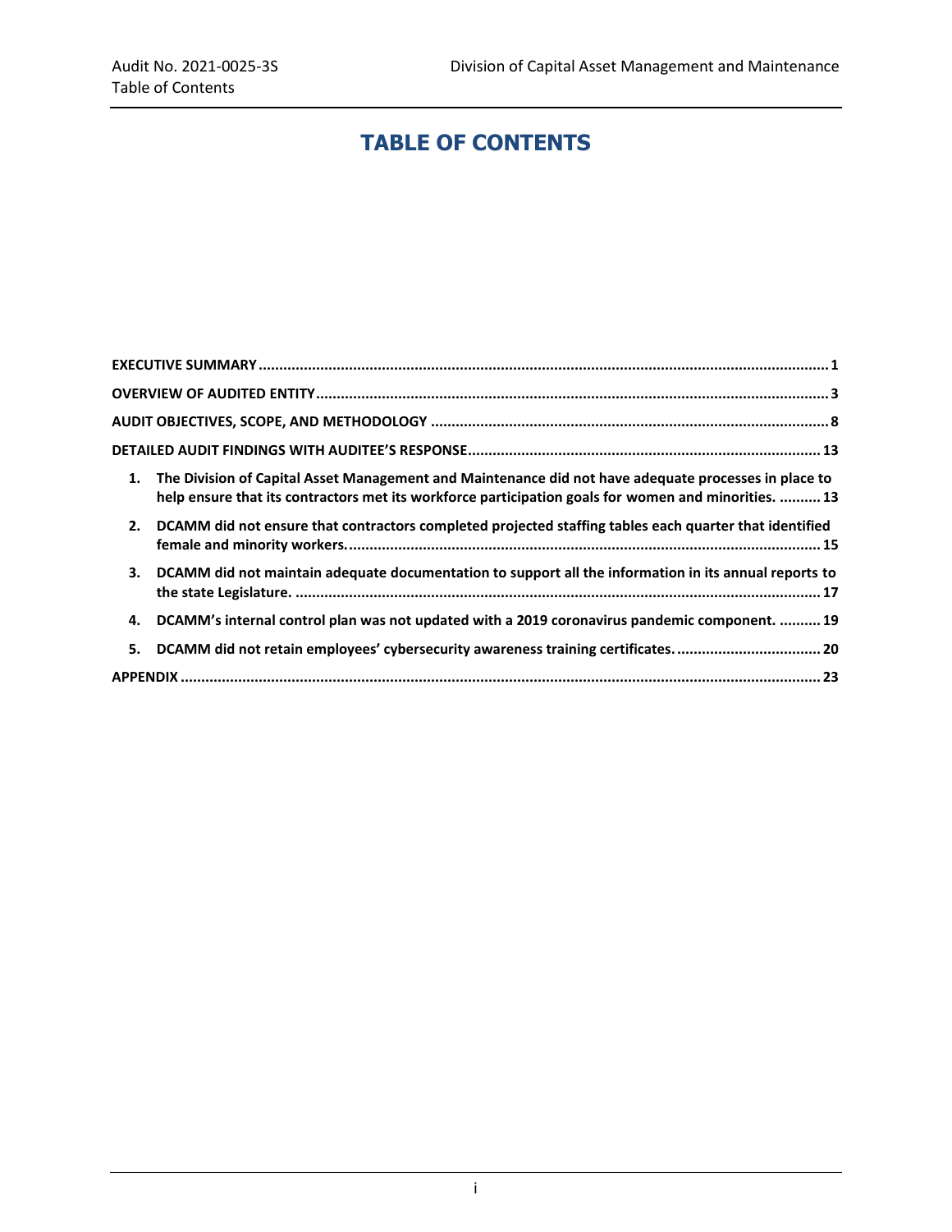# TABLE OF CONTENTS

**EXECUTIVE SUMMARY** ........................................................................................................................................ 1

**OVERVIEW OF AUDITED ENTITY** ........................................................................................................................... 3

**AUDIT OBJECTIVES, SCOPE, AND METHODOLOGY** ................................................................................................ 8

**DETAILED AUDIT FINDINGS WITH AUDITEE'S RESPONSE** .................................................................................... 13

1. **The Division of Capital Asset Management and Maintenance did not have adequate processes in place to help ensure that its contractors met its workforce participation goals for women and minorities.** .......... 13
2. **DCAMM did not ensure that contractors completed projected staffing tables each quarter that identified female and minority workers.** ................................................................................................................. 15
3. **DCAMM did not maintain adequate documentation to support all the information in its annual reports to the state Legislature.** ............................................................................................................................. 17
4. **DCAMM's internal control plan was not updated with a 2019 coronavirus pandemic component.** .......... 19
5. **DCAMM did not retain employees' cybersecurity awareness training certificates.** .................................. 20

**APPENDIX** ......................................................................................................................................................... 23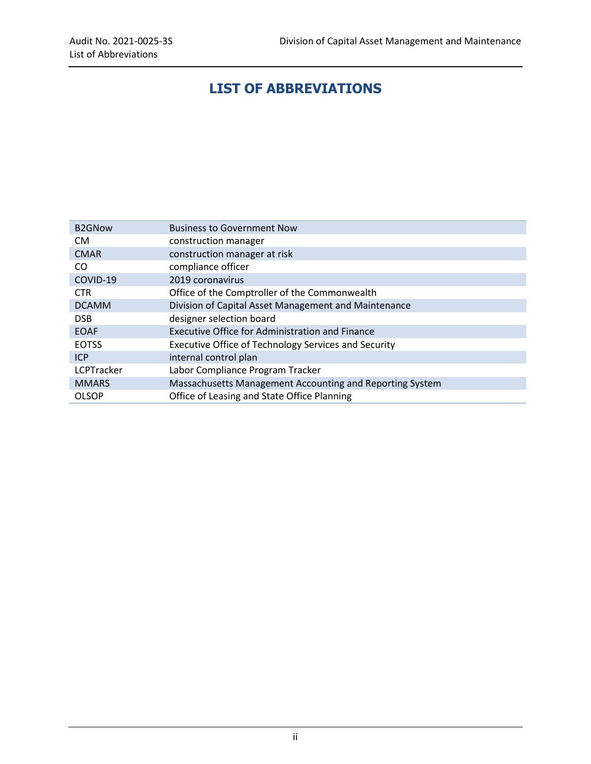# LIST OF ABBREVIATIONS

| | |
|---|---|
| B2GNow | Business to Government Now |
| CM | construction manager |
| CMAR | construction manager at risk |
| CO | compliance officer |
| COVID-19 | 2019 coronavirus |
| CTR | Office of the Comptroller of the Commonwealth |
| DCAMM | Division of Capital Asset Management and Maintenance |
| DSB | designer selection board |
| EOAF | Executive Office for Administration and Finance |
| EOTSS | Executive Office of Technology Services and Security |
| ICP | internal control plan |
| LCPTracker | Labor Compliance Program Tracker |
| MMARS | Massachusetts Management Accounting and Reporting System |
| OLSOP | Office of Leasing and State Office Planning |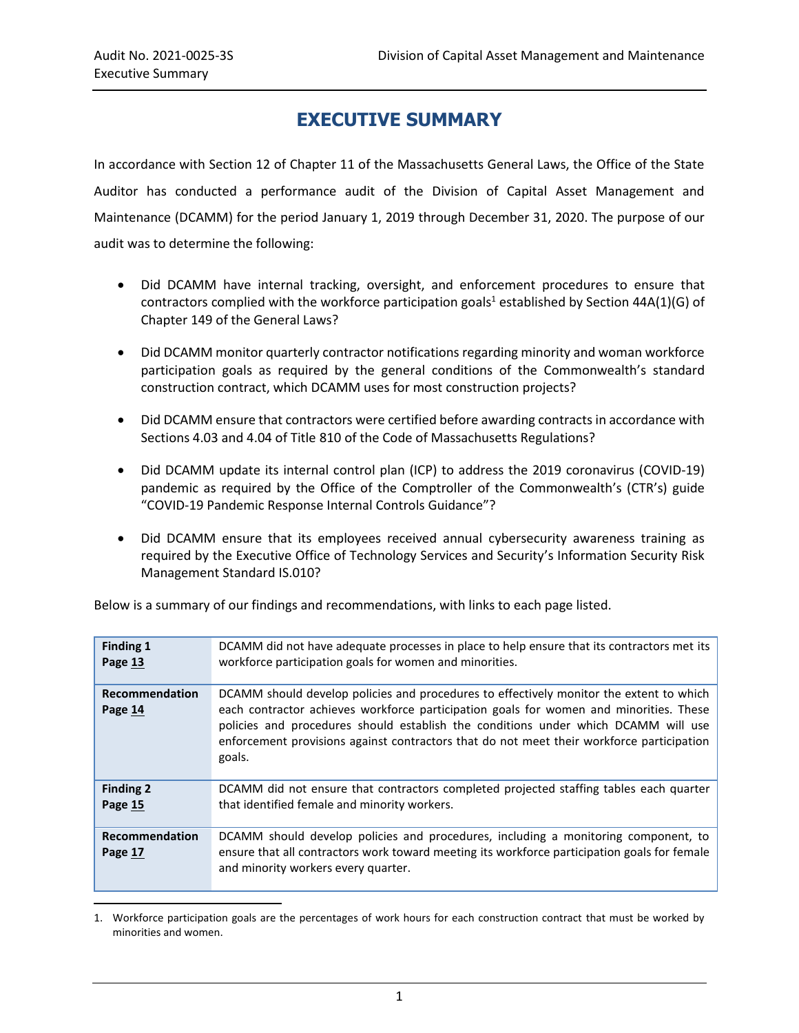# EXECUTIVE SUMMARY

In accordance with Section 12 of Chapter 11 of the Massachusetts General Laws, the Office of the State Auditor has conducted a performance audit of the Division of Capital Asset Management and Maintenance (DCAMM) for the period January 1, 2019 through December 31, 2020. The purpose of our audit was to determine the following:

- Did DCAMM have internal tracking, oversight, and enforcement procedures to ensure that contractors complied with the workforce participation goals[1] established by Section 44A(1)(G) of Chapter 149 of the General Laws?
- Did DCAMM monitor quarterly contractor notifications regarding minority and woman workforce participation goals as required by the general conditions of the Commonwealth's standard construction contract, which DCAMM uses for most construction projects?
- Did DCAMM ensure that contractors were certified before awarding contracts in accordance with Sections 4.03 and 4.04 of Title 810 of the Code of Massachusetts Regulations?
- Did DCAMM update its internal control plan (ICP) to address the 2019 coronavirus (COVID-19) pandemic as required by the Office of the Comptroller of the Commonwealth's (CTR's) guide "COVID-19 Pandemic Response Internal Controls Guidance"?
- Did DCAMM ensure that its employees received annual cybersecurity awareness training as required by the Executive Office of Technology Services and Security's Information Security Risk Management Standard IS.010?

Below is a summary of our findings and recommendations, with links to each page listed.

| | |
|---|---|
| **Finding 1**<br>**Page 13** | DCAMM did not have adequate processes in place to help ensure that its contractors met its workforce participation goals for women and minorities. |
| **Recommendation**<br>**Page 14** | DCAMM should develop policies and procedures to effectively monitor the extent to which each contractor achieves workforce participation goals for women and minorities. These policies and procedures should establish the conditions under which DCAMM will use enforcement provisions against contractors that do not meet their workforce participation goals. |
| **Finding 2**<br>**Page 15** | DCAMM did not ensure that contractors completed projected staffing tables each quarter that identified female and minority workers. |
| **Recommendation**<br>**Page 17** | DCAMM should develop policies and procedures, including a monitoring component, to ensure that all contractors work toward meeting its workforce participation goals for female and minority workers every quarter. |

1. Workforce participation goals are the percentages of work hours for each construction contract that must be worked by minorities and women.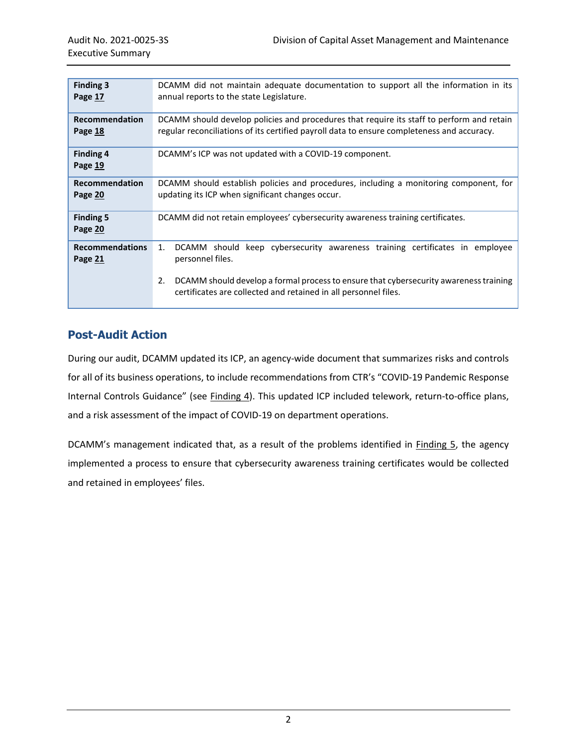| | |
|---|---|
| **Finding 3**<br>**Page 17** | DCAMM did not maintain adequate documentation to support all the information in its annual reports to the state Legislature. |
| **Recommendation**<br>**Page 18** | DCAMM should develop policies and procedures that require its staff to perform and retain regular reconciliations of its certified payroll data to ensure completeness and accuracy. |
| **Finding 4**<br>**Page 19** | DCAMM's ICP was not updated with a COVID-19 component. |
| **Recommendation**<br>**Page 20** | DCAMM should establish policies and procedures, including a monitoring component, for updating its ICP when significant changes occur. |
| **Finding 5**<br>**Page 20** | DCAMM did not retain employees' cybersecurity awareness training certificates. |
| **Recommendations**<br>**Page 21** | 1. DCAMM should keep cybersecurity awareness training certificates in employee personnel files.<br><br>2. DCAMM should develop a formal process to ensure that cybersecurity awareness training certificates are collected and retained in all personnel files. |

## Post-Audit Action

During our audit, DCAMM updated its ICP, an agency-wide document that summarizes risks and controls for all of its business operations, to include recommendations from CTR's "COVID-19 Pandemic Response Internal Controls Guidance" (see Finding 4). This updated ICP included telework, return-to-office plans, and a risk assessment of the impact of COVID-19 on department operations.

DCAMM's management indicated that, as a result of the problems identified in Finding 5, the agency implemented a process to ensure that cybersecurity awareness training certificates would be collected and retained in employees' files.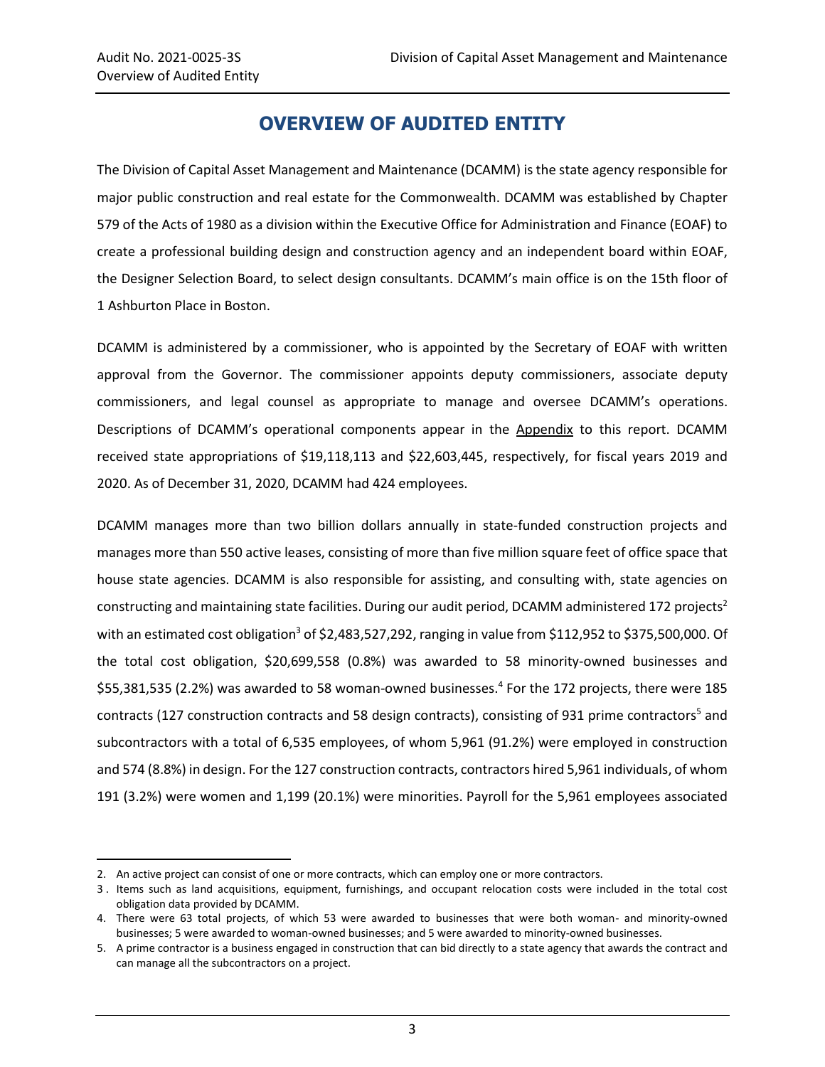# OVERVIEW OF AUDITED ENTITY

The Division of Capital Asset Management and Maintenance (DCAMM) is the state agency responsible for major public construction and real estate for the Commonwealth. DCAMM was established by Chapter 579 of the Acts of 1980 as a division within the Executive Office for Administration and Finance (EOAF) to create a professional building design and construction agency and an independent board within EOAF, the Designer Selection Board, to select design consultants. DCAMM's main office is on the 15th floor of 1 Ashburton Place in Boston.

DCAMM is administered by a commissioner, who is appointed by the Secretary of EOAF with written approval from the Governor. The commissioner appoints deputy commissioners, associate deputy commissioners, and legal counsel as appropriate to manage and oversee DCAMM's operations. Descriptions of DCAMM's operational components appear in the Appendix to this report. DCAMM received state appropriations of $19,118,113 and $22,603,445, respectively, for fiscal years 2019 and 2020. As of December 31, 2020, DCAMM had 424 employees.

DCAMM manages more than two billion dollars annually in state-funded construction projects and manages more than 550 active leases, consisting of more than five million square feet of office space that house state agencies. DCAMM is also responsible for assisting, and consulting with, state agencies on constructing and maintaining state facilities. During our audit period, DCAMM administered 172 projects[2] with an estimated cost obligation[3] of $2,483,527,292, ranging in value from $112,952 to $375,500,000. Of the total cost obligation, $20,699,558 (0.8%) was awarded to 58 minority-owned businesses and $55,381,535 (2.2%) was awarded to 58 woman-owned businesses.[4] For the 172 projects, there were 185 contracts (127 construction contracts and 58 design contracts), consisting of 931 prime contractors[5] and subcontractors with a total of 6,535 employees, of whom 5,961 (91.2%) were employed in construction and 574 (8.8%) in design. For the 127 construction contracts, contractors hired 5,961 individuals, of whom 191 (3.2%) were women and 1,199 (20.1%) were minorities. Payroll for the 5,961 employees associated

---

2. An active project can consist of one or more contracts, which can employ one or more contractors.
3. Items such as land acquisitions, equipment, furnishings, and occupant relocation costs were included in the total cost obligation data provided by DCAMM.
4. There were 63 total projects, of which 53 were awarded to businesses that were both woman- and minority-owned businesses; 5 were awarded to woman-owned businesses; and 5 were awarded to minority-owned businesses.
5. A prime contractor is a business engaged in construction that can bid directly to a state agency that awards the contract and can manage all the subcontractors on a project.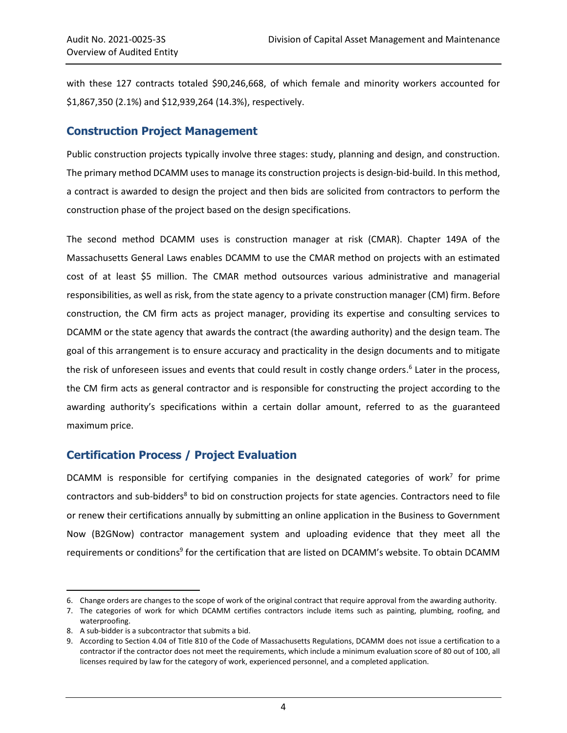with these 127 contracts totaled $90,246,668, of which female and minority workers accounted for $1,867,350 (2.1%) and $12,939,264 (14.3%), respectively.

## Construction Project Management

Public construction projects typically involve three stages: study, planning and design, and construction. The primary method DCAMM uses to manage its construction projects is design-bid-build. In this method, a contract is awarded to design the project and then bids are solicited from contractors to perform the construction phase of the project based on the design specifications.

The second method DCAMM uses is construction manager at risk (CMAR). Chapter 149A of the Massachusetts General Laws enables DCAMM to use the CMAR method on projects with an estimated cost of at least $5 million. The CMAR method outsources various administrative and managerial responsibilities, as well as risk, from the state agency to a private construction manager (CM) firm. Before construction, the CM firm acts as project manager, providing its expertise and consulting services to DCAMM or the state agency that awards the contract (the awarding authority) and the design team. The goal of this arrangement is to ensure accuracy and practicality in the design documents and to mitigate the risk of unforeseen issues and events that could result in costly change orders.[6] Later in the process, the CM firm acts as general contractor and is responsible for constructing the project according to the awarding authority's specifications within a certain dollar amount, referred to as the guaranteed maximum price.

## Certification Process / Project Evaluation

DCAMM is responsible for certifying companies in the designated categories of work[7] for prime contractors and sub-bidders[8] to bid on construction projects for state agencies. Contractors need to file or renew their certifications annually by submitting an online application in the Business to Government Now (B2GNow) contractor management system and uploading evidence that they meet all the requirements or conditions[9] for the certification that are listed on DCAMM's website. To obtain DCAMM

---

6. Change orders are changes to the scope of work of the original contract that require approval from the awarding authority.
7. The categories of work for which DCAMM certifies contractors include items such as painting, plumbing, roofing, and waterproofing.
8. A sub-bidder is a subcontractor that submits a bid.
9. According to Section 4.04 of Title 810 of the Code of Massachusetts Regulations, DCAMM does not issue a certification to a contractor if the contractor does not meet the requirements, which include a minimum evaluation score of 80 out of 100, all licenses required by law for the category of work, experienced personnel, and a completed application.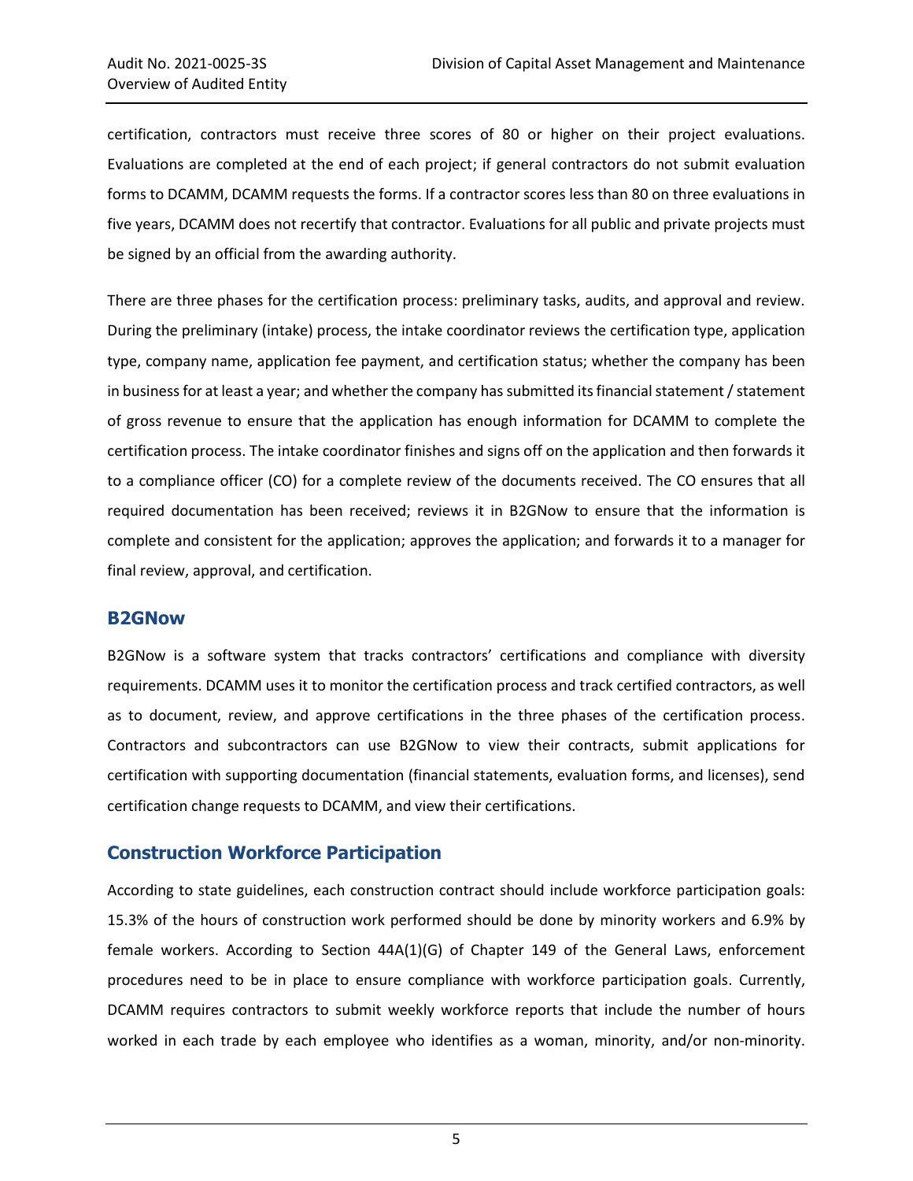certification, contractors must receive three scores of 80 or higher on their project evaluations. Evaluations are completed at the end of each project; if general contractors do not submit evaluation forms to DCAMM, DCAMM requests the forms. If a contractor scores less than 80 on three evaluations in five years, DCAMM does not recertify that contractor. Evaluations for all public and private projects must be signed by an official from the awarding authority.

There are three phases for the certification process: preliminary tasks, audits, and approval and review. During the preliminary (intake) process, the intake coordinator reviews the certification type, application type, company name, application fee payment, and certification status; whether the company has been in business for at least a year; and whether the company has submitted its financial statement / statement of gross revenue to ensure that the application has enough information for DCAMM to complete the certification process. The intake coordinator finishes and signs off on the application and then forwards it to a compliance officer (CO) for a complete review of the documents received. The CO ensures that all required documentation has been received; reviews it in B2GNow to ensure that the information is complete and consistent for the application; approves the application; and forwards it to a manager for final review, approval, and certification.

## B2GNow

B2GNow is a software system that tracks contractors' certifications and compliance with diversity requirements. DCAMM uses it to monitor the certification process and track certified contractors, as well as to document, review, and approve certifications in the three phases of the certification process. Contractors and subcontractors can use B2GNow to view their contracts, submit applications for certification with supporting documentation (financial statements, evaluation forms, and licenses), send certification change requests to DCAMM, and view their certifications.

## Construction Workforce Participation

According to state guidelines, each construction contract should include workforce participation goals: 15.3% of the hours of construction work performed should be done by minority workers and 6.9% by female workers. According to Section 44A(1)(G) of Chapter 149 of the General Laws, enforcement procedures need to be in place to ensure compliance with workforce participation goals. Currently, DCAMM requires contractors to submit weekly workforce reports that include the number of hours worked in each trade by each employee who identifies as a woman, minority, and/or non-minority.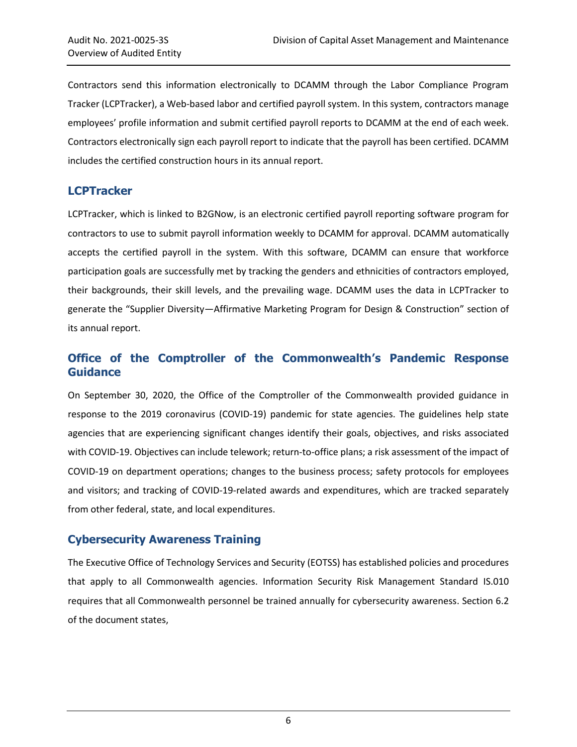Contractors send this information electronically to DCAMM through the Labor Compliance Program Tracker (LCPTracker), a Web-based labor and certified payroll system. In this system, contractors manage employees' profile information and submit certified payroll reports to DCAMM at the end of each week. Contractors electronically sign each payroll report to indicate that the payroll has been certified. DCAMM includes the certified construction hours in its annual report.

## LCPTracker

LCPTracker, which is linked to B2GNow, is an electronic certified payroll reporting software program for contractors to use to submit payroll information weekly to DCAMM for approval. DCAMM automatically accepts the certified payroll in the system. With this software, DCAMM can ensure that workforce participation goals are successfully met by tracking the genders and ethnicities of contractors employed, their backgrounds, their skill levels, and the prevailing wage. DCAMM uses the data in LCPTracker to generate the "Supplier Diversity—Affirmative Marketing Program for Design & Construction" section of its annual report.

## Office of the Comptroller of the Commonwealth's Pandemic Response Guidance

On September 30, 2020, the Office of the Comptroller of the Commonwealth provided guidance in response to the 2019 coronavirus (COVID-19) pandemic for state agencies. The guidelines help state agencies that are experiencing significant changes identify their goals, objectives, and risks associated with COVID-19. Objectives can include telework; return-to-office plans; a risk assessment of the impact of COVID-19 on department operations; changes to the business process; safety protocols for employees and visitors; and tracking of COVID-19-related awards and expenditures, which are tracked separately from other federal, state, and local expenditures.

## Cybersecurity Awareness Training

The Executive Office of Technology Services and Security (EOTSS) has established policies and procedures that apply to all Commonwealth agencies. Information Security Risk Management Standard IS.010 requires that all Commonwealth personnel be trained annually for cybersecurity awareness. Section 6.2 of the document states,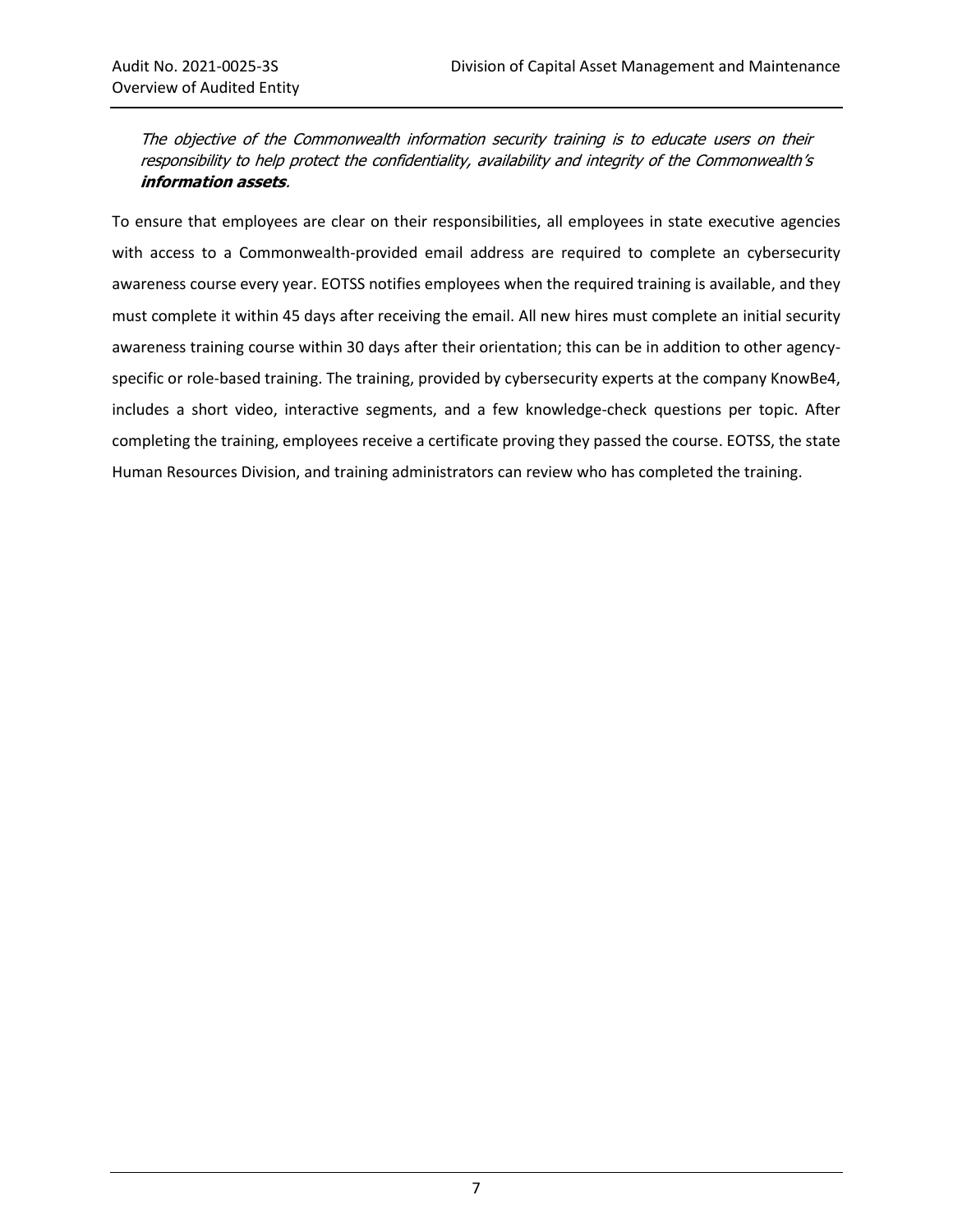*The objective of the Commonwealth information security training is to educate users on their responsibility to help protect the confidentiality, availability and integrity of the Commonwealth's **information assets**.*

To ensure that employees are clear on their responsibilities, all employees in state executive agencies with access to a Commonwealth-provided email address are required to complete an cybersecurity awareness course every year. EOTSS notifies employees when the required training is available, and they must complete it within 45 days after receiving the email. All new hires must complete an initial security awareness training course within 30 days after their orientation; this can be in addition to other agency-specific or role-based training. The training, provided by cybersecurity experts at the company KnowBe4, includes a short video, interactive segments, and a few knowledge-check questions per topic. After completing the training, employees receive a certificate proving they passed the course. EOTSS, the state Human Resources Division, and training administrators can review who has completed the training.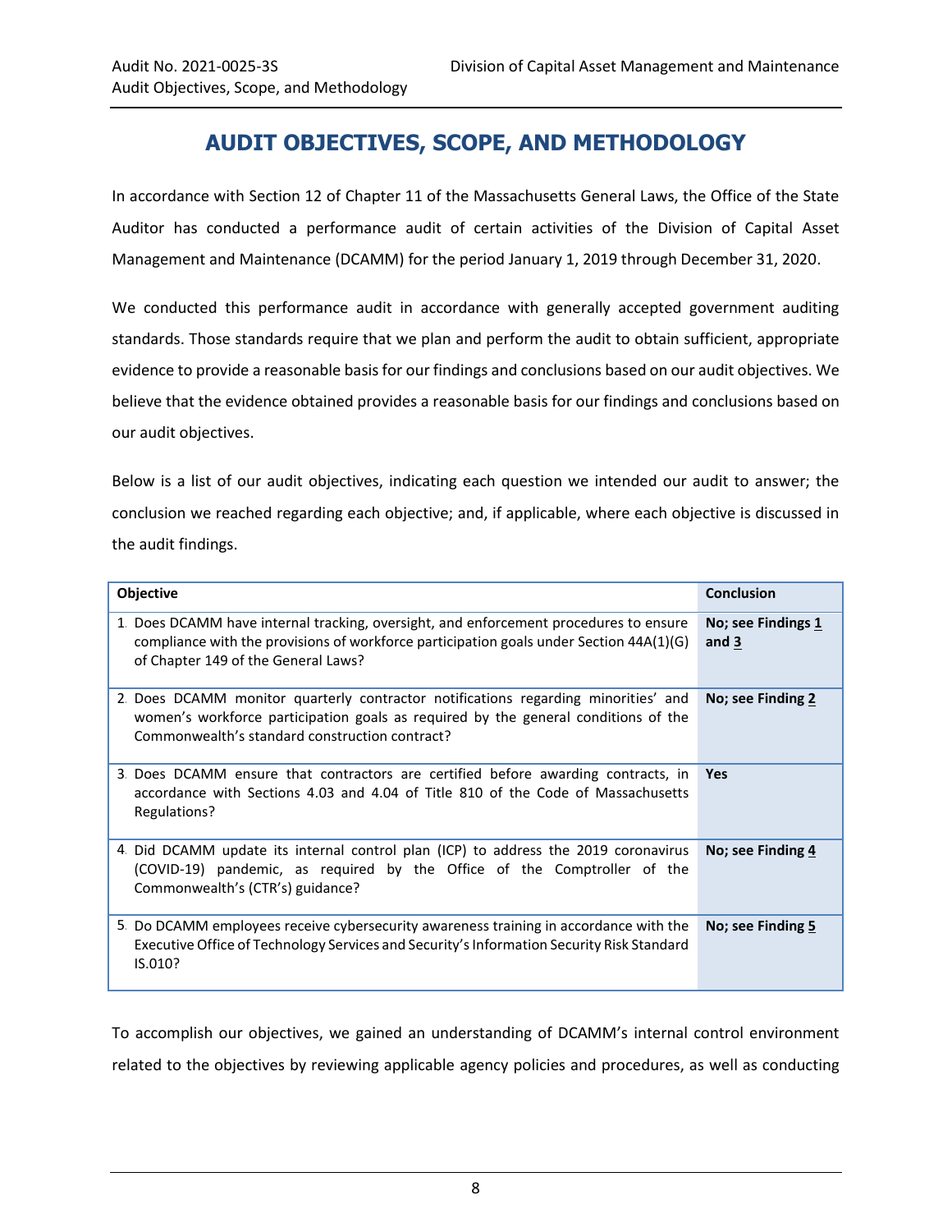# AUDIT OBJECTIVES, SCOPE, AND METHODOLOGY

In accordance with Section 12 of Chapter 11 of the Massachusetts General Laws, the Office of the State Auditor has conducted a performance audit of certain activities of the Division of Capital Asset Management and Maintenance (DCAMM) for the period January 1, 2019 through December 31, 2020.

We conducted this performance audit in accordance with generally accepted government auditing standards. Those standards require that we plan and perform the audit to obtain sufficient, appropriate evidence to provide a reasonable basis for our findings and conclusions based on our audit objectives. We believe that the evidence obtained provides a reasonable basis for our findings and conclusions based on our audit objectives.

Below is a list of our audit objectives, indicating each question we intended our audit to answer; the conclusion we reached regarding each objective; and, if applicable, where each objective is discussed in the audit findings.

| Objective | Conclusion |
|---|---|
| 1. Does DCAMM have internal tracking, oversight, and enforcement procedures to ensure compliance with the provisions of workforce participation goals under Section 44A(1)(G) of Chapter 149 of the General Laws? | **No; see Findings 1 and 3** |
| 2. Does DCAMM monitor quarterly contractor notifications regarding minorities' and women's workforce participation goals as required by the general conditions of the Commonwealth's standard construction contract? | **No; see Finding 2** |
| 3. Does DCAMM ensure that contractors are certified before awarding contracts, in accordance with Sections 4.03 and 4.04 of Title 810 of the Code of Massachusetts Regulations? | **Yes** |
| 4. Did DCAMM update its internal control plan (ICP) to address the 2019 coronavirus (COVID-19) pandemic, as required by the Office of the Comptroller of the Commonwealth's (CTR's) guidance? | **No; see Finding 4** |
| 5. Do DCAMM employees receive cybersecurity awareness training in accordance with the Executive Office of Technology Services and Security's Information Security Risk Standard IS.010? | **No; see Finding 5** |

To accomplish our objectives, we gained an understanding of DCAMM's internal control environment related to the objectives by reviewing applicable agency policies and procedures, as well as conducting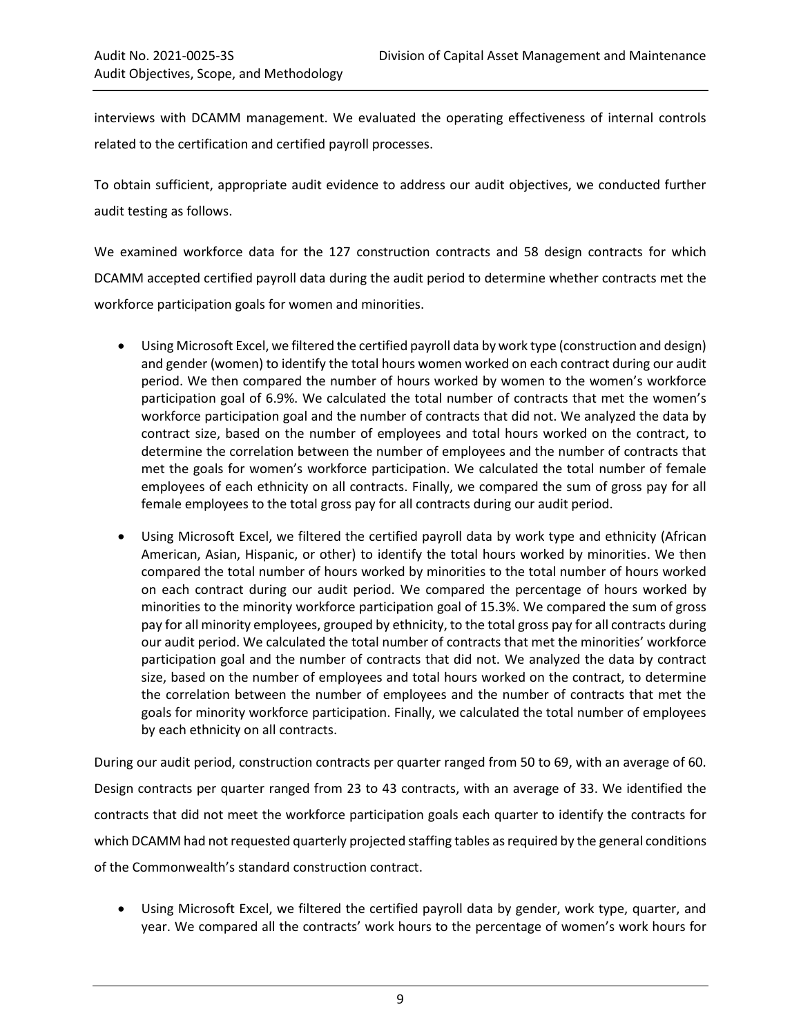interviews with DCAMM management. We evaluated the operating effectiveness of internal controls related to the certification and certified payroll processes.

To obtain sufficient, appropriate audit evidence to address our audit objectives, we conducted further audit testing as follows.

We examined workforce data for the 127 construction contracts and 58 design contracts for which DCAMM accepted certified payroll data during the audit period to determine whether contracts met the workforce participation goals for women and minorities.

- Using Microsoft Excel, we filtered the certified payroll data by work type (construction and design) and gender (women) to identify the total hours women worked on each contract during our audit period. We then compared the number of hours worked by women to the women's workforce participation goal of 6.9%. We calculated the total number of contracts that met the women's workforce participation goal and the number of contracts that did not. We analyzed the data by contract size, based on the number of employees and total hours worked on the contract, to determine the correlation between the number of employees and the number of contracts that met the goals for women's workforce participation. We calculated the total number of female employees of each ethnicity on all contracts. Finally, we compared the sum of gross pay for all female employees to the total gross pay for all contracts during our audit period.
- Using Microsoft Excel, we filtered the certified payroll data by work type and ethnicity (African American, Asian, Hispanic, or other) to identify the total hours worked by minorities. We then compared the total number of hours worked by minorities to the total number of hours worked on each contract during our audit period. We compared the percentage of hours worked by minorities to the minority workforce participation goal of 15.3%. We compared the sum of gross pay for all minority employees, grouped by ethnicity, to the total gross pay for all contracts during our audit period. We calculated the total number of contracts that met the minorities' workforce participation goal and the number of contracts that did not. We analyzed the data by contract size, based on the number of employees and total hours worked on the contract, to determine the correlation between the number of employees and the number of contracts that met the goals for minority workforce participation. Finally, we calculated the total number of employees by each ethnicity on all contracts.

During our audit period, construction contracts per quarter ranged from 50 to 69, with an average of 60. Design contracts per quarter ranged from 23 to 43 contracts, with an average of 33. We identified the contracts that did not meet the workforce participation goals each quarter to identify the contracts for which DCAMM had not requested quarterly projected staffing tables as required by the general conditions of the Commonwealth's standard construction contract.

- Using Microsoft Excel, we filtered the certified payroll data by gender, work type, quarter, and year. We compared all the contracts' work hours to the percentage of women's work hours for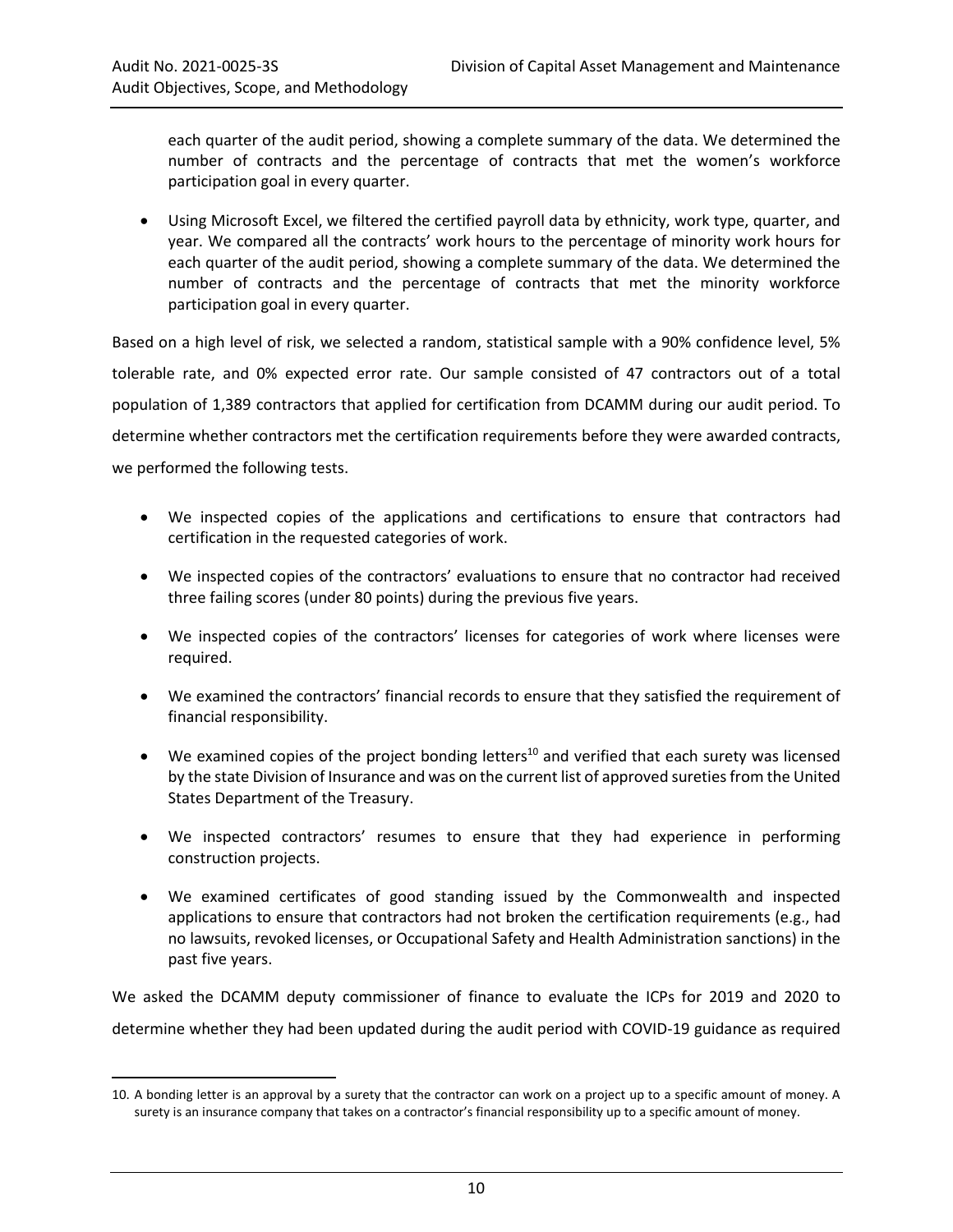each quarter of the audit period, showing a complete summary of the data. We determined the number of contracts and the percentage of contracts that met the women's workforce participation goal in every quarter.

- Using Microsoft Excel, we filtered the certified payroll data by ethnicity, work type, quarter, and year. We compared all the contracts' work hours to the percentage of minority work hours for each quarter of the audit period, showing a complete summary of the data. We determined the number of contracts and the percentage of contracts that met the minority workforce participation goal in every quarter.

Based on a high level of risk, we selected a random, statistical sample with a 90% confidence level, 5% tolerable rate, and 0% expected error rate. Our sample consisted of 47 contractors out of a total population of 1,389 contractors that applied for certification from DCAMM during our audit period. To determine whether contractors met the certification requirements before they were awarded contracts, we performed the following tests.

- We inspected copies of the applications and certifications to ensure that contractors had certification in the requested categories of work.
- We inspected copies of the contractors' evaluations to ensure that no contractor had received three failing scores (under 80 points) during the previous five years.
- We inspected copies of the contractors' licenses for categories of work where licenses were required.
- We examined the contractors' financial records to ensure that they satisfied the requirement of financial responsibility.
- We examined copies of the project bonding letters[10] and verified that each surety was licensed by the state Division of Insurance and was on the current list of approved sureties from the United States Department of the Treasury.
- We inspected contractors' resumes to ensure that they had experience in performing construction projects.
- We examined certificates of good standing issued by the Commonwealth and inspected applications to ensure that contractors had not broken the certification requirements (e.g., had no lawsuits, revoked licenses, or Occupational Safety and Health Administration sanctions) in the past five years.

We asked the DCAMM deputy commissioner of finance to evaluate the ICPs for 2019 and 2020 to determine whether they had been updated during the audit period with COVID-19 guidance as required

10. A bonding letter is an approval by a surety that the contractor can work on a project up to a specific amount of money. A surety is an insurance company that takes on a contractor's financial responsibility up to a specific amount of money.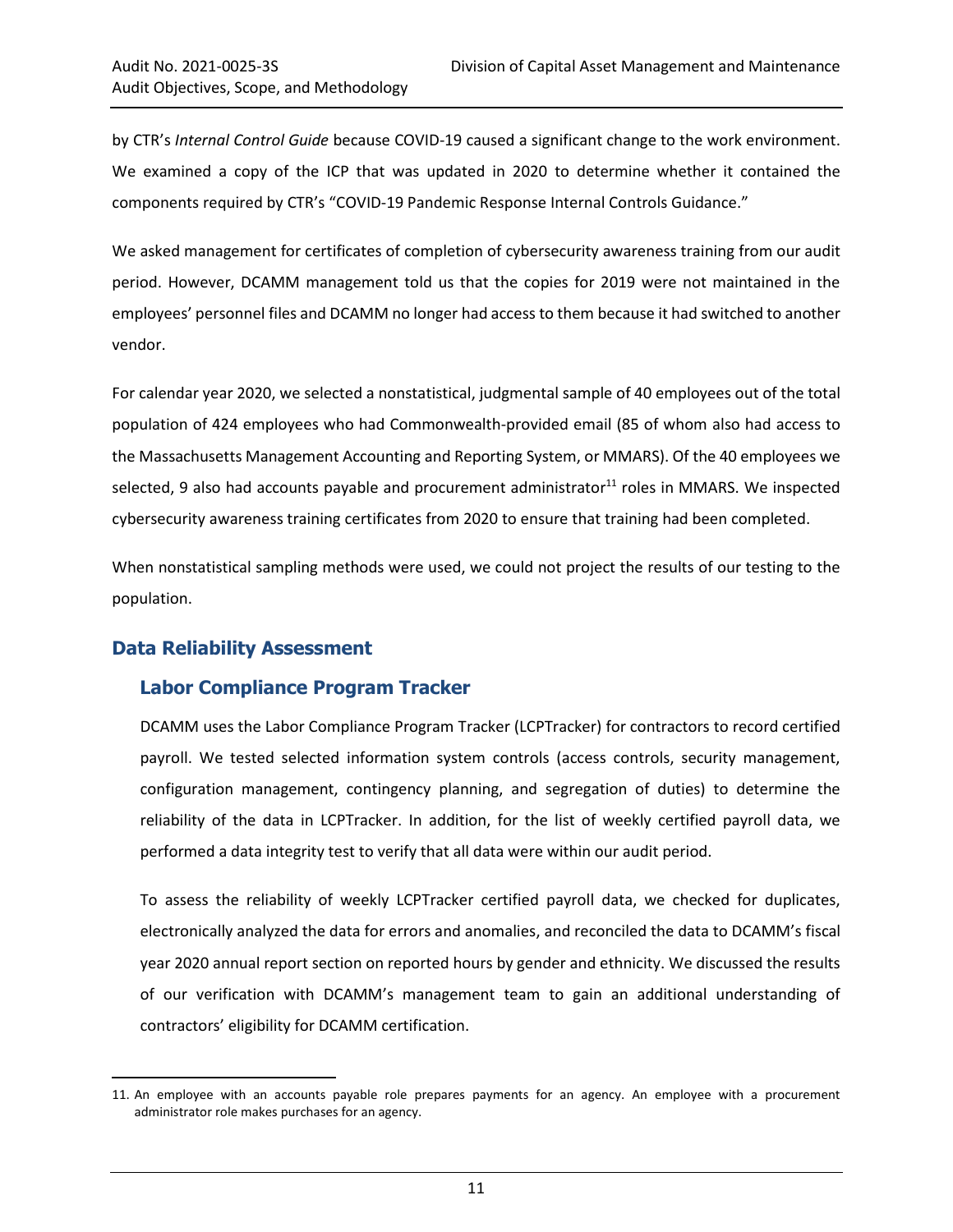by CTR's *Internal Control Guide* because COVID-19 caused a significant change to the work environment. We examined a copy of the ICP that was updated in 2020 to determine whether it contained the components required by CTR's "COVID-19 Pandemic Response Internal Controls Guidance."

We asked management for certificates of completion of cybersecurity awareness training from our audit period. However, DCAMM management told us that the copies for 2019 were not maintained in the employees' personnel files and DCAMM no longer had access to them because it had switched to another vendor.

For calendar year 2020, we selected a nonstatistical, judgmental sample of 40 employees out of the total population of 424 employees who had Commonwealth-provided email (85 of whom also had access to the Massachusetts Management Accounting and Reporting System, or MMARS). Of the 40 employees we selected, 9 also had accounts payable and procurement administrator[11] roles in MMARS. We inspected cybersecurity awareness training certificates from 2020 to ensure that training had been completed.

When nonstatistical sampling methods were used, we could not project the results of our testing to the population.

## Data Reliability Assessment

### Labor Compliance Program Tracker

DCAMM uses the Labor Compliance Program Tracker (LCPTracker) for contractors to record certified payroll. We tested selected information system controls (access controls, security management, configuration management, contingency planning, and segregation of duties) to determine the reliability of the data in LCPTracker. In addition, for the list of weekly certified payroll data, we performed a data integrity test to verify that all data were within our audit period.

To assess the reliability of weekly LCPTracker certified payroll data, we checked for duplicates, electronically analyzed the data for errors and anomalies, and reconciled the data to DCAMM's fiscal year 2020 annual report section on reported hours by gender and ethnicity. We discussed the results of our verification with DCAMM's management team to gain an additional understanding of contractors' eligibility for DCAMM certification.

---

11. An employee with an accounts payable role prepares payments for an agency. An employee with a procurement administrator role makes purchases for an agency.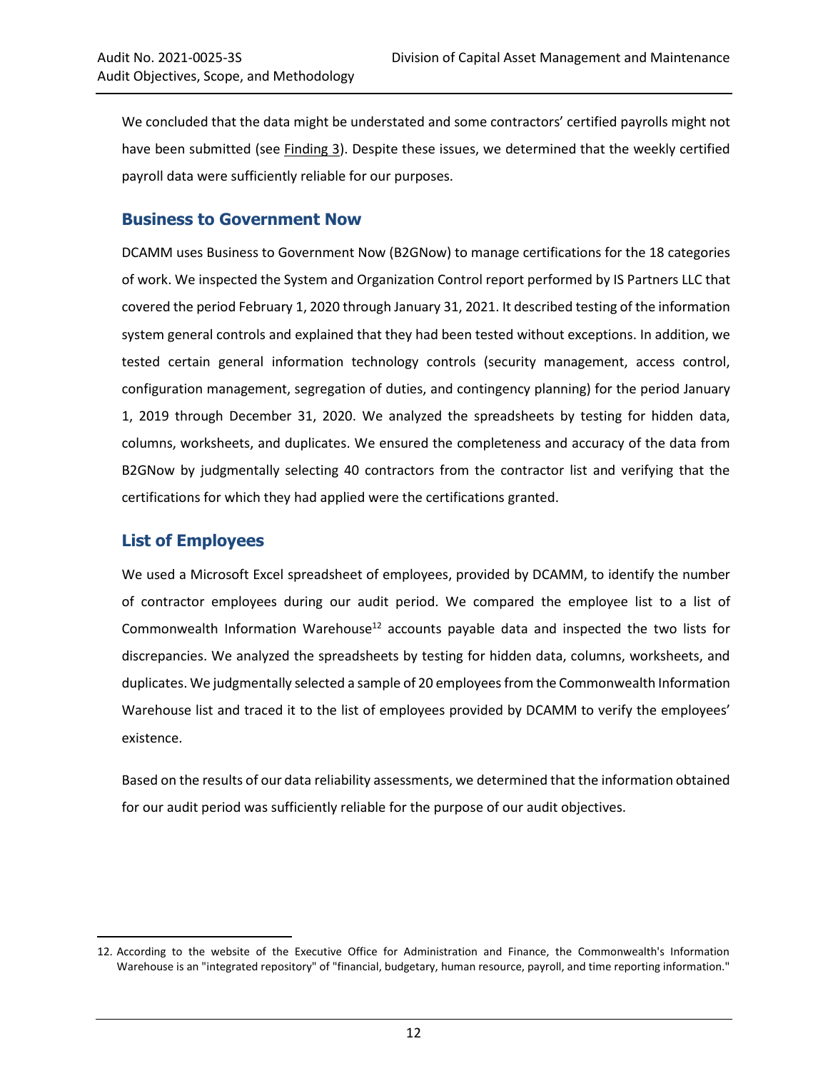We concluded that the data might be understated and some contractors' certified payrolls might not have been submitted (see Finding 3). Despite these issues, we determined that the weekly certified payroll data were sufficiently reliable for our purposes.

### Business to Government Now

DCAMM uses Business to Government Now (B2GNow) to manage certifications for the 18 categories of work. We inspected the System and Organization Control report performed by IS Partners LLC that covered the period February 1, 2020 through January 31, 2021. It described testing of the information system general controls and explained that they had been tested without exceptions. In addition, we tested certain general information technology controls (security management, access control, configuration management, segregation of duties, and contingency planning) for the period January 1, 2019 through December 31, 2020. We analyzed the spreadsheets by testing for hidden data, columns, worksheets, and duplicates. We ensured the completeness and accuracy of the data from B2GNow by judgmentally selecting 40 contractors from the contractor list and verifying that the certifications for which they had applied were the certifications granted.

### List of Employees

We used a Microsoft Excel spreadsheet of employees, provided by DCAMM, to identify the number of contractor employees during our audit period. We compared the employee list to a list of Commonwealth Information Warehouse[12] accounts payable data and inspected the two lists for discrepancies. We analyzed the spreadsheets by testing for hidden data, columns, worksheets, and duplicates. We judgmentally selected a sample of 20 employees from the Commonwealth Information Warehouse list and traced it to the list of employees provided by DCAMM to verify the employees' existence.

Based on the results of our data reliability assessments, we determined that the information obtained for our audit period was sufficiently reliable for the purpose of our audit objectives.

12. According to the website of the Executive Office for Administration and Finance, the Commonwealth's Information Warehouse is an "integrated repository" of "financial, budgetary, human resource, payroll, and time reporting information."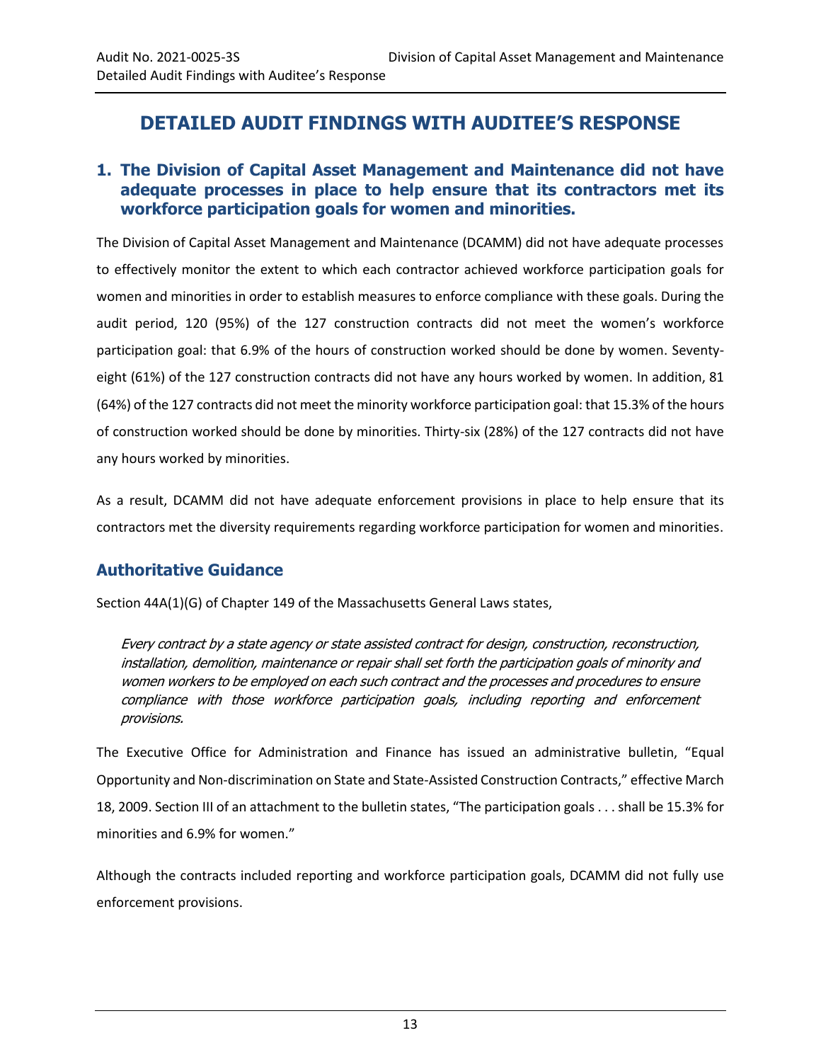# DETAILED AUDIT FINDINGS WITH AUDITEE'S RESPONSE

## 1. The Division of Capital Asset Management and Maintenance did not have adequate processes in place to help ensure that its contractors met its workforce participation goals for women and minorities.

The Division of Capital Asset Management and Maintenance (DCAMM) did not have adequate processes to effectively monitor the extent to which each contractor achieved workforce participation goals for women and minorities in order to establish measures to enforce compliance with these goals. During the audit period, 120 (95%) of the 127 construction contracts did not meet the women's workforce participation goal: that 6.9% of the hours of construction worked should be done by women. Seventy-eight (61%) of the 127 construction contracts did not have any hours worked by women. In addition, 81 (64%) of the 127 contracts did not meet the minority workforce participation goal: that 15.3% of the hours of construction worked should be done by minorities. Thirty-six (28%) of the 127 contracts did not have any hours worked by minorities.

As a result, DCAMM did not have adequate enforcement provisions in place to help ensure that its contractors met the diversity requirements regarding workforce participation for women and minorities.

### Authoritative Guidance

Section 44A(1)(G) of Chapter 149 of the Massachusetts General Laws states,

> *Every contract by a state agency or state assisted contract for design, construction, reconstruction, installation, demolition, maintenance or repair shall set forth the participation goals of minority and women workers to be employed on each such contract and the processes and procedures to ensure compliance with those workforce participation goals, including reporting and enforcement provisions.*

The Executive Office for Administration and Finance has issued an administrative bulletin, "Equal Opportunity and Non-discrimination on State and State-Assisted Construction Contracts," effective March 18, 2009. Section III of an attachment to the bulletin states, "The participation goals . . . shall be 15.3% for minorities and 6.9% for women."

Although the contracts included reporting and workforce participation goals, DCAMM did not fully use enforcement provisions.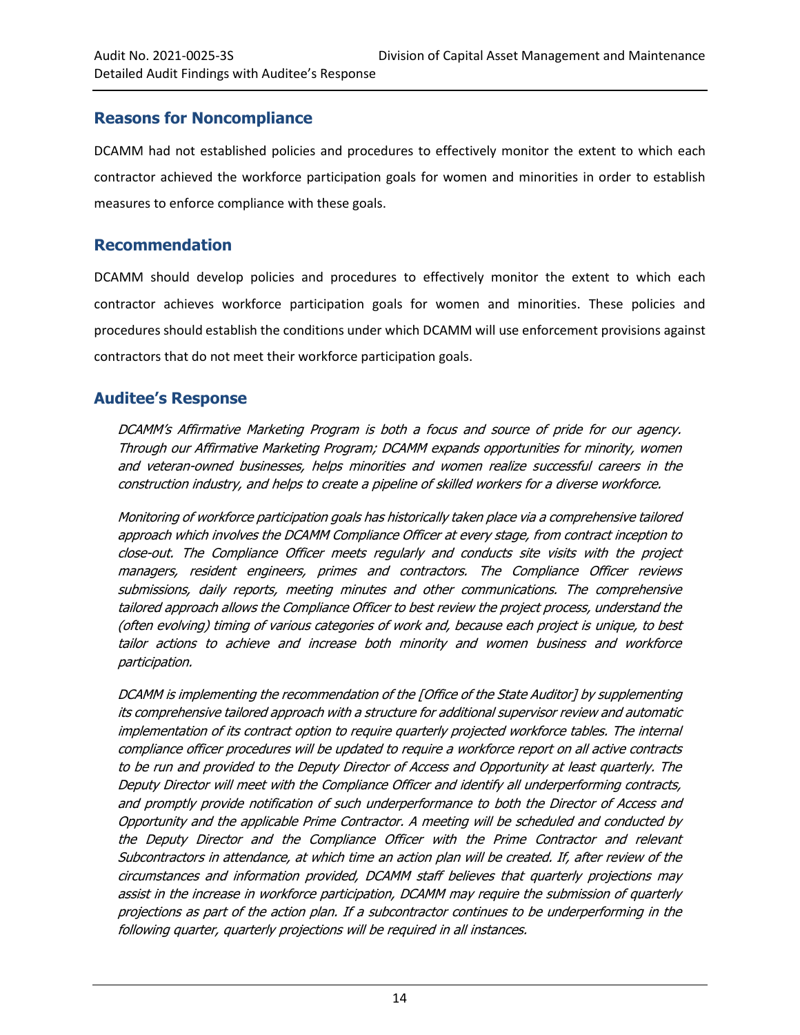## Reasons for Noncompliance

DCAMM had not established policies and procedures to effectively monitor the extent to which each contractor achieved the workforce participation goals for women and minorities in order to establish measures to enforce compliance with these goals.

## Recommendation

DCAMM should develop policies and procedures to effectively monitor the extent to which each contractor achieves workforce participation goals for women and minorities. These policies and procedures should establish the conditions under which DCAMM will use enforcement provisions against contractors that do not meet their workforce participation goals.

## Auditee's Response

*DCAMM's Affirmative Marketing Program is both a focus and source of pride for our agency. Through our Affirmative Marketing Program; DCAMM expands opportunities for minority, women and veteran-owned businesses, helps minorities and women realize successful careers in the construction industry, and helps to create a pipeline of skilled workers for a diverse workforce.*

*Monitoring of workforce participation goals has historically taken place via a comprehensive tailored approach which involves the DCAMM Compliance Officer at every stage, from contract inception to close-out. The Compliance Officer meets regularly and conducts site visits with the project managers, resident engineers, primes and contractors. The Compliance Officer reviews submissions, daily reports, meeting minutes and other communications. The comprehensive tailored approach allows the Compliance Officer to best review the project process, understand the (often evolving) timing of various categories of work and, because each project is unique, to best tailor actions to achieve and increase both minority and women business and workforce participation.*

*DCAMM is implementing the recommendation of the [Office of the State Auditor] by supplementing its comprehensive tailored approach with a structure for additional supervisor review and automatic implementation of its contract option to require quarterly projected workforce tables. The internal compliance officer procedures will be updated to require a workforce report on all active contracts to be run and provided to the Deputy Director of Access and Opportunity at least quarterly. The Deputy Director will meet with the Compliance Officer and identify all underperforming contracts, and promptly provide notification of such underperformance to both the Director of Access and Opportunity and the applicable Prime Contractor. A meeting will be scheduled and conducted by the Deputy Director and the Compliance Officer with the Prime Contractor and relevant Subcontractors in attendance, at which time an action plan will be created. If, after review of the circumstances and information provided, DCAMM staff believes that quarterly projections may assist in the increase in workforce participation, DCAMM may require the submission of quarterly projections as part of the action plan. If a subcontractor continues to be underperforming in the following quarter, quarterly projections will be required in all instances.*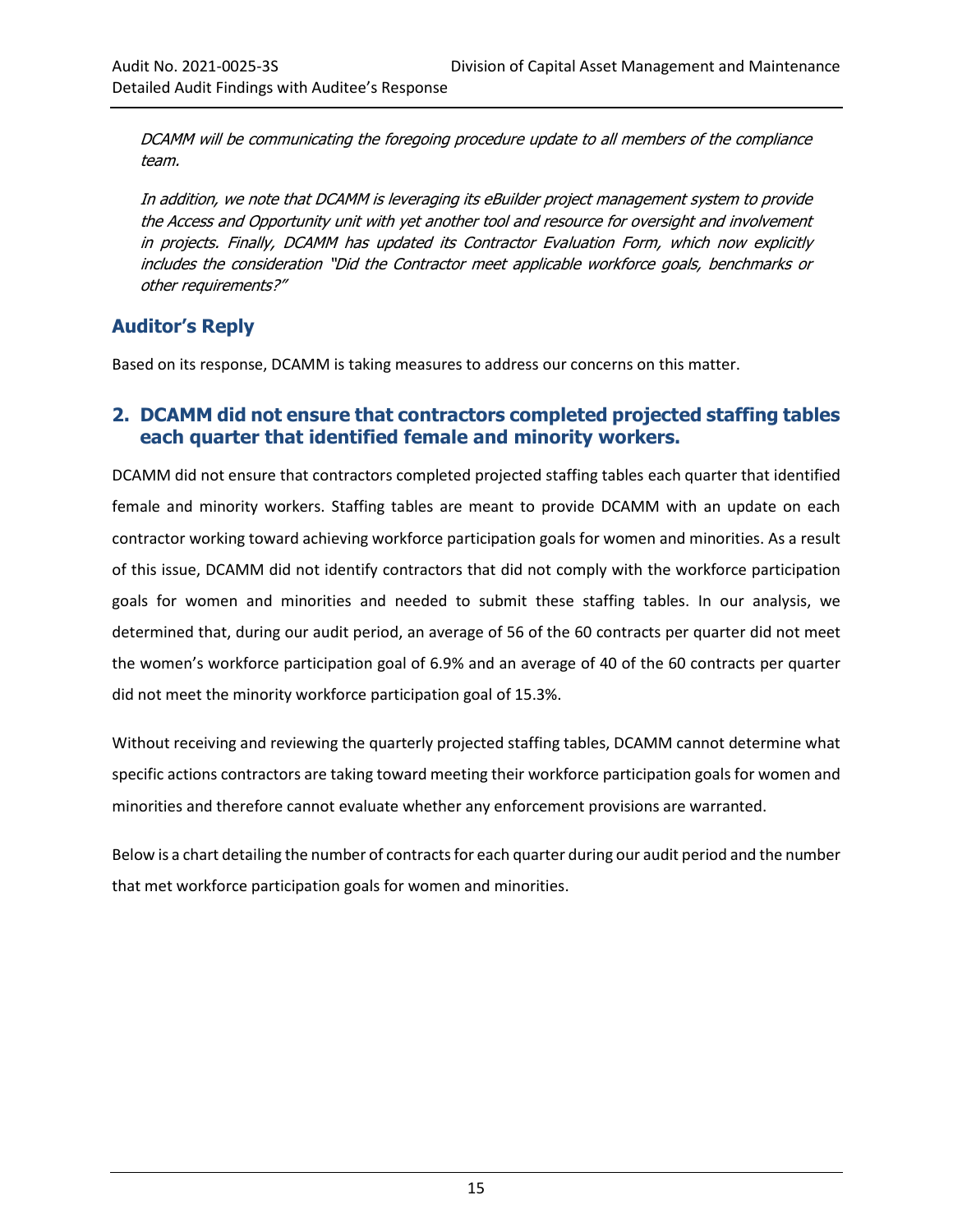*DCAMM will be communicating the foregoing procedure update to all members of the compliance team.*

*In addition, we note that DCAMM is leveraging its eBuilder project management system to provide the Access and Opportunity unit with yet another tool and resource for oversight and involvement in projects. Finally, DCAMM has updated its Contractor Evaluation Form, which now explicitly includes the consideration "Did the Contractor meet applicable workforce goals, benchmarks or other requirements?"*

## Auditor's Reply

Based on its response, DCAMM is taking measures to address our concerns on this matter.

## 2. DCAMM did not ensure that contractors completed projected staffing tables each quarter that identified female and minority workers.

DCAMM did not ensure that contractors completed projected staffing tables each quarter that identified female and minority workers. Staffing tables are meant to provide DCAMM with an update on each contractor working toward achieving workforce participation goals for women and minorities. As a result of this issue, DCAMM did not identify contractors that did not comply with the workforce participation goals for women and minorities and needed to submit these staffing tables. In our analysis, we determined that, during our audit period, an average of 56 of the 60 contracts per quarter did not meet the women's workforce participation goal of 6.9% and an average of 40 of the 60 contracts per quarter did not meet the minority workforce participation goal of 15.3%.

Without receiving and reviewing the quarterly projected staffing tables, DCAMM cannot determine what specific actions contractors are taking toward meeting their workforce participation goals for women and minorities and therefore cannot evaluate whether any enforcement provisions are warranted.

Below is a chart detailing the number of contracts for each quarter during our audit period and the number that met workforce participation goals for women and minorities.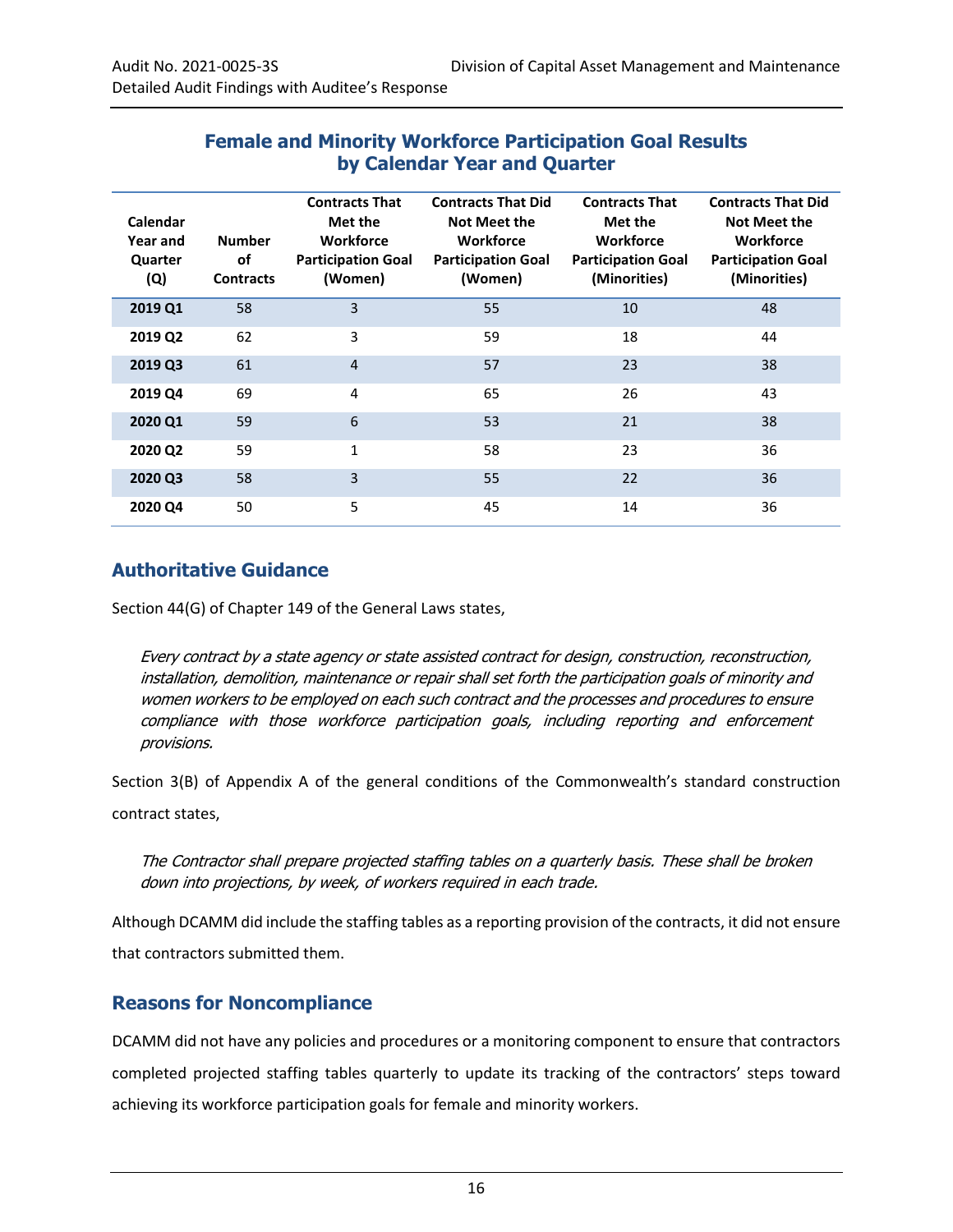## Female and Minority Workforce Participation Goal Results by Calendar Year and Quarter

| Calendar Year and Quarter (Q) | Number of Contracts | Contracts That Met the Workforce Participation Goal (Women) | Contracts That Did Not Meet the Workforce Participation Goal (Women) | Contracts That Met the Workforce Participation Goal (Minorities) | Contracts That Did Not Meet the Workforce Participation Goal (Minorities) |
|---|---|---|---|---|---|
| **2019 Q1** | 58 | 3 | 55 | 10 | 48 |
| **2019 Q2** | 62 | 3 | 59 | 18 | 44 |
| **2019 Q3** | 61 | 4 | 57 | 23 | 38 |
| **2019 Q4** | 69 | 4 | 65 | 26 | 43 |
| **2020 Q1** | 59 | 6 | 53 | 21 | 38 |
| **2020 Q2** | 59 | 1 | 58 | 23 | 36 |
| **2020 Q3** | 58 | 3 | 55 | 22 | 36 |
| **2020 Q4** | 50 | 5 | 45 | 14 | 36 |

## Authoritative Guidance

Section 44(G) of Chapter 149 of the General Laws states,

> *Every contract by a state agency or state assisted contract for design, construction, reconstruction, installation, demolition, maintenance or repair shall set forth the participation goals of minority and women workers to be employed on each such contract and the processes and procedures to ensure compliance with those workforce participation goals, including reporting and enforcement provisions.*

Section 3(B) of Appendix A of the general conditions of the Commonwealth's standard construction contract states,

> *The Contractor shall prepare projected staffing tables on a quarterly basis. These shall be broken down into projections, by week, of workers required in each trade.*

Although DCAMM did include the staffing tables as a reporting provision of the contracts, it did not ensure that contractors submitted them.

## Reasons for Noncompliance

DCAMM did not have any policies and procedures or a monitoring component to ensure that contractors completed projected staffing tables quarterly to update its tracking of the contractors' steps toward achieving its workforce participation goals for female and minority workers.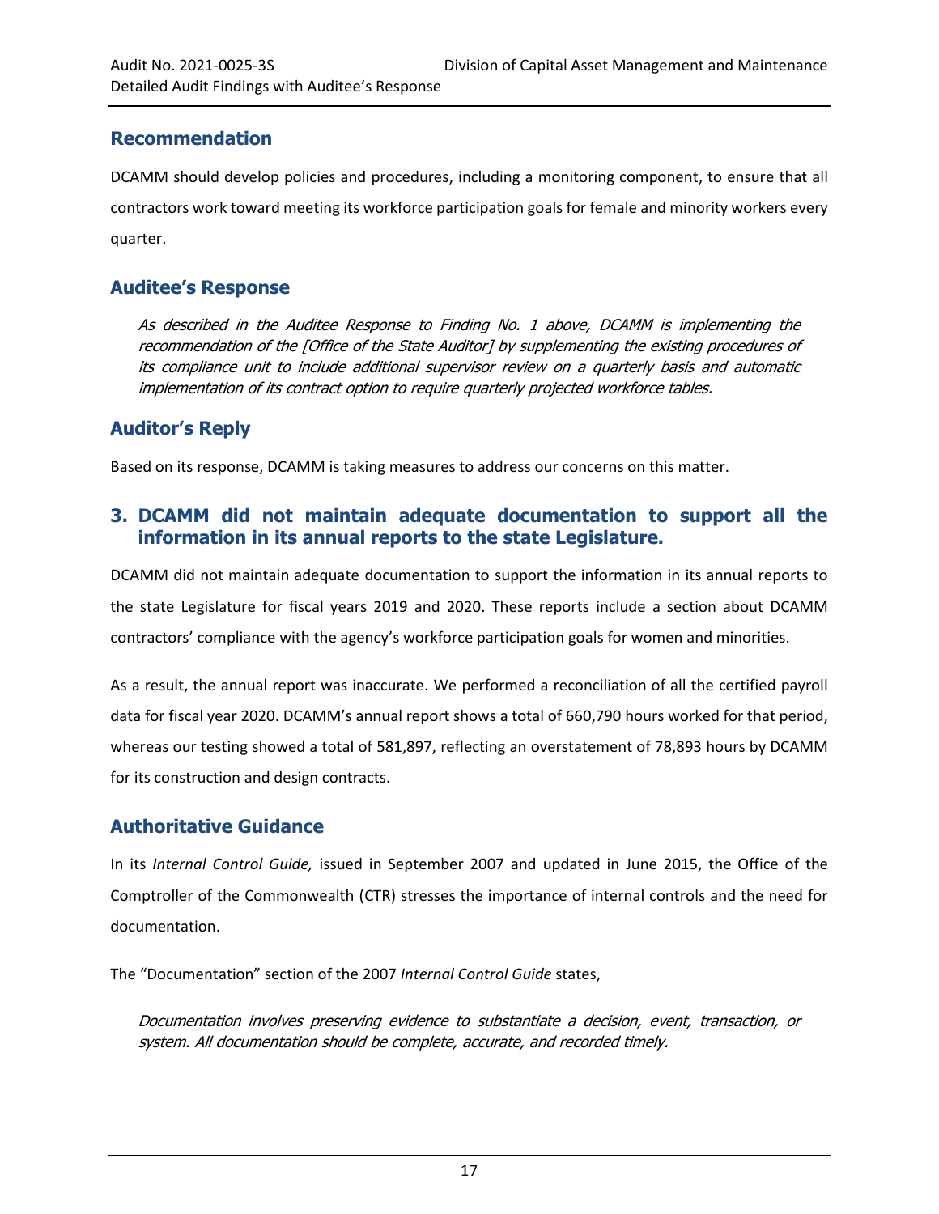## Recommendation

DCAMM should develop policies and procedures, including a monitoring component, to ensure that all contractors work toward meeting its workforce participation goals for female and minority workers every quarter.

## Auditee's Response

> *As described in the Auditee Response to Finding No. 1 above, DCAMM is implementing the recommendation of the [Office of the State Auditor] by supplementing the existing procedures of its compliance unit to include additional supervisor review on a quarterly basis and automatic implementation of its contract option to require quarterly projected workforce tables.*

## Auditor's Reply

Based on its response, DCAMM is taking measures to address our concerns on this matter.

## 3. DCAMM did not maintain adequate documentation to support all the information in its annual reports to the state Legislature.

DCAMM did not maintain adequate documentation to support the information in its annual reports to the state Legislature for fiscal years 2019 and 2020. These reports include a section about DCAMM contractors' compliance with the agency's workforce participation goals for women and minorities.

As a result, the annual report was inaccurate. We performed a reconciliation of all the certified payroll data for fiscal year 2020. DCAMM's annual report shows a total of 660,790 hours worked for that period, whereas our testing showed a total of 581,897, reflecting an overstatement of 78,893 hours by DCAMM for its construction and design contracts.

## Authoritative Guidance

In its *Internal Control Guide,* issued in September 2007 and updated in June 2015, the Office of the Comptroller of the Commonwealth (CTR) stresses the importance of internal controls and the need for documentation.

The "Documentation" section of the 2007 *Internal Control Guide* states,

> *Documentation involves preserving evidence to substantiate a decision, event, transaction, or system. All documentation should be complete, accurate, and recorded timely.*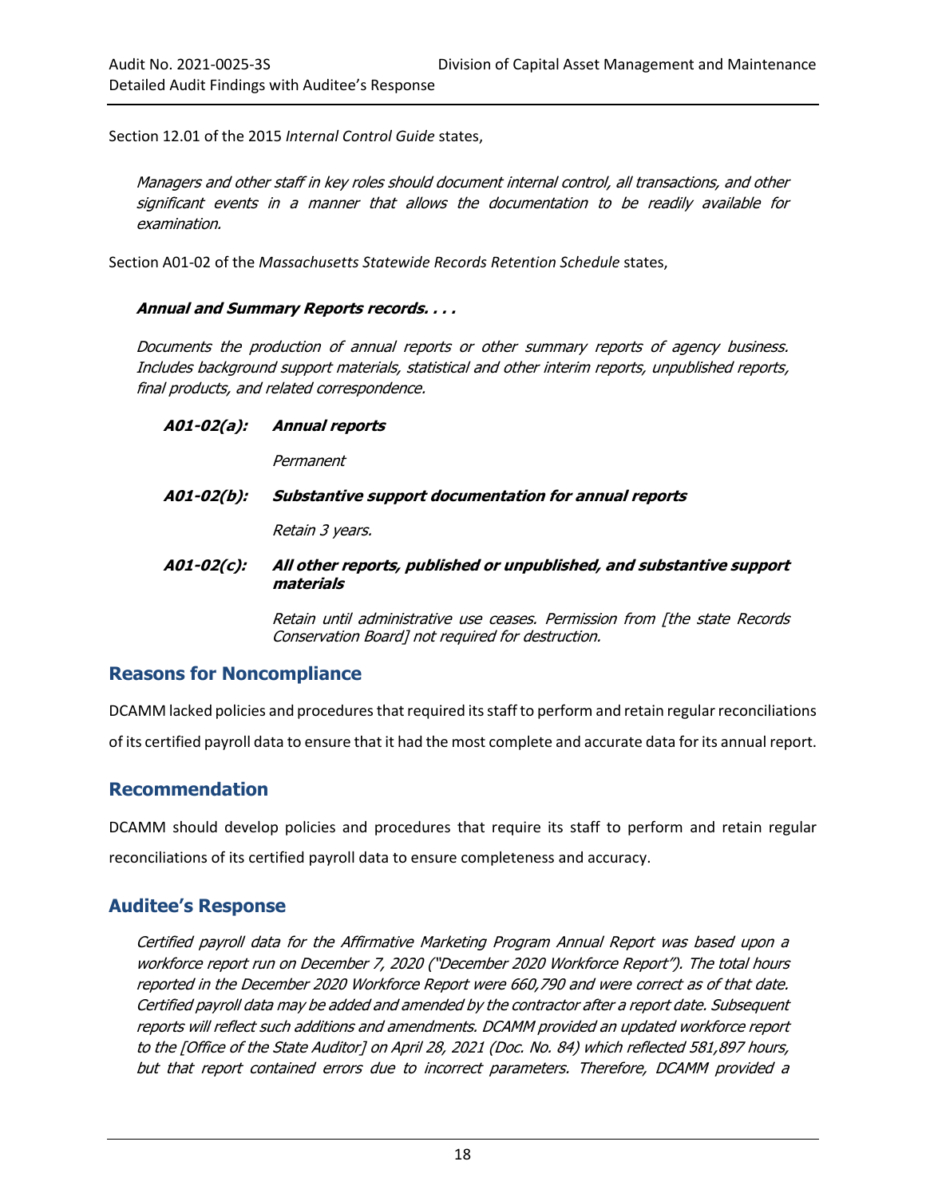Section 12.01 of the 2015 *Internal Control Guide* states,

> *Managers and other staff in key roles should document internal control, all transactions, and other significant events in a manner that allows the documentation to be readily available for examination.*

Section A01-02 of the *Massachusetts Statewide Records Retention Schedule* states,

> ***Annual and Summary Reports records. . . .***
>
> *Documents the production of annual reports or other summary reports of agency business. Includes background support materials, statistical and other interim reports, unpublished reports, final products, and related correspondence.*
>
> ***A01-02(a): Annual reports***
>
> *Permanent*
>
> ***A01-02(b): Substantive support documentation for annual reports***
>
> *Retain 3 years.*
>
> ***A01-02(c): All other reports, published or unpublished, and substantive support materials***
>
> *Retain until administrative use ceases. Permission from [the state Records Conservation Board] not required for destruction.*

## Reasons for Noncompliance

DCAMM lacked policies and procedures that required its staff to perform and retain regular reconciliations of its certified payroll data to ensure that it had the most complete and accurate data for its annual report.

## Recommendation

DCAMM should develop policies and procedures that require its staff to perform and retain regular reconciliations of its certified payroll data to ensure completeness and accuracy.

## Auditee's Response

*Certified payroll data for the Affirmative Marketing Program Annual Report was based upon a workforce report run on December 7, 2020 ("December 2020 Workforce Report"). The total hours reported in the December 2020 Workforce Report were 660,790 and were correct as of that date. Certified payroll data may be added and amended by the contractor after a report date. Subsequent reports will reflect such additions and amendments. DCAMM provided an updated workforce report to the [Office of the State Auditor] on April 28, 2021 (Doc. No. 84) which reflected 581,897 hours, but that report contained errors due to incorrect parameters. Therefore, DCAMM provided a*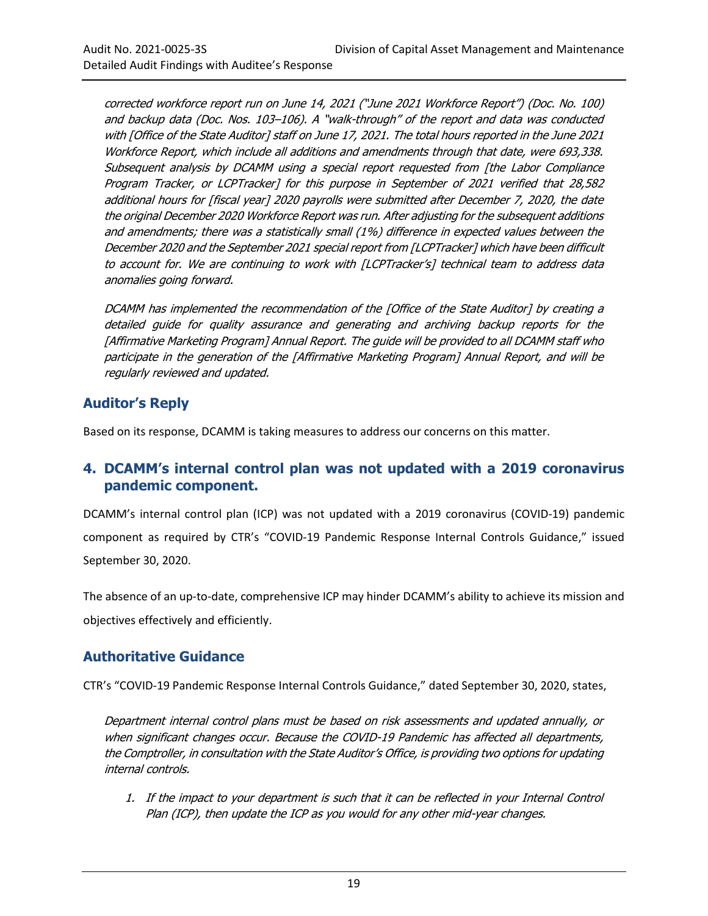*corrected workforce report run on June 14, 2021 ("June 2021 Workforce Report") (Doc. No. 100) and backup data (Doc. Nos. 103–106). A "walk-through" of the report and data was conducted with [Office of the State Auditor] staff on June 17, 2021. The total hours reported in the June 2021 Workforce Report, which include all additions and amendments through that date, were 693,338. Subsequent analysis by DCAMM using a special report requested from [the Labor Compliance Program Tracker, or LCPTracker] for this purpose in September of 2021 verified that 28,582 additional hours for [fiscal year] 2020 payrolls were submitted after December 7, 2020, the date the original December 2020 Workforce Report was run. After adjusting for the subsequent additions and amendments; there was a statistically small (1%) difference in expected values between the December 2020 and the September 2021 special report from [LCPTracker] which have been difficult to account for. We are continuing to work with [LCPTracker's] technical team to address data anomalies going forward.*

*DCAMM has implemented the recommendation of the [Office of the State Auditor] by creating a detailed guide for quality assurance and generating and archiving backup reports for the [Affirmative Marketing Program] Annual Report. The guide will be provided to all DCAMM staff who participate in the generation of the [Affirmative Marketing Program] Annual Report, and will be regularly reviewed and updated.*

## Auditor's Reply

Based on its response, DCAMM is taking measures to address our concerns on this matter.

## 4. DCAMM's internal control plan was not updated with a 2019 coronavirus pandemic component.

DCAMM's internal control plan (ICP) was not updated with a 2019 coronavirus (COVID-19) pandemic component as required by CTR's "COVID-19 Pandemic Response Internal Controls Guidance," issued September 30, 2020.

The absence of an up-to-date, comprehensive ICP may hinder DCAMM's ability to achieve its mission and objectives effectively and efficiently.

## Authoritative Guidance

CTR's "COVID-19 Pandemic Response Internal Controls Guidance," dated September 30, 2020, states,

*Department internal control plans must be based on risk assessments and updated annually, or when significant changes occur. Because the COVID-19 Pandemic has affected all departments, the Comptroller, in consultation with the State Auditor's Office, is providing two options for updating internal controls.*

1. *If the impact to your department is such that it can be reflected in your Internal Control Plan (ICP), then update the ICP as you would for any other mid-year changes.*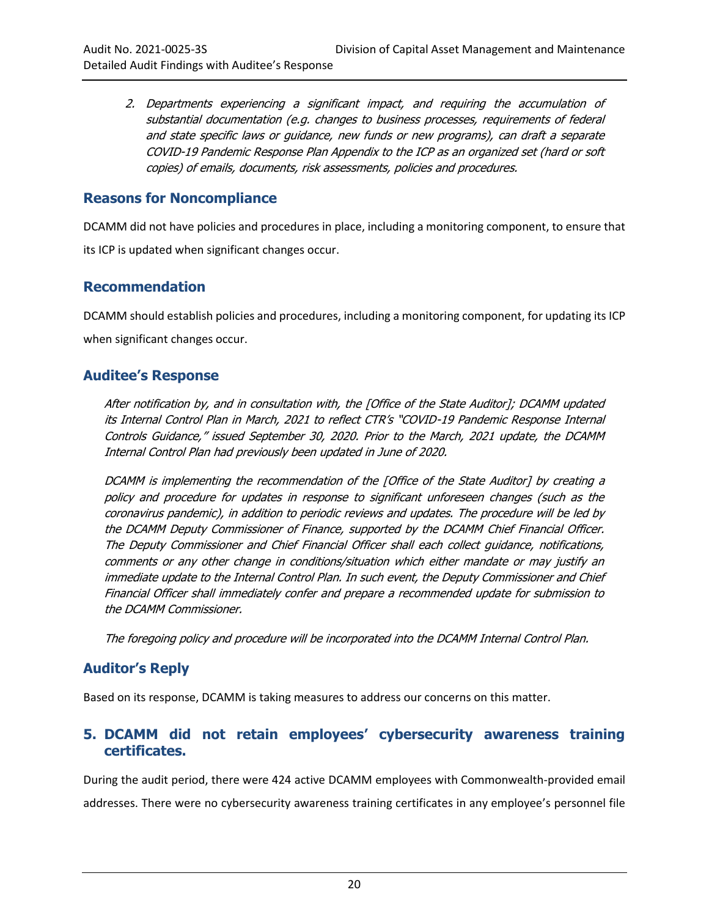*2. Departments experiencing a significant impact, and requiring the accumulation of substantial documentation (e.g. changes to business processes, requirements of federal and state specific laws or guidance, new funds or new programs), can draft a separate COVID-19 Pandemic Response Plan Appendix to the ICP as an organized set (hard or soft copies) of emails, documents, risk assessments, policies and procedures.*

## Reasons for Noncompliance

DCAMM did not have policies and procedures in place, including a monitoring component, to ensure that its ICP is updated when significant changes occur.

## Recommendation

DCAMM should establish policies and procedures, including a monitoring component, for updating its ICP when significant changes occur.

## Auditee's Response

*After notification by, and in consultation with, the [Office of the State Auditor]; DCAMM updated its Internal Control Plan in March, 2021 to reflect CTR's "COVID-19 Pandemic Response Internal Controls Guidance," issued September 30, 2020. Prior to the March, 2021 update, the DCAMM Internal Control Plan had previously been updated in June of 2020.*

*DCAMM is implementing the recommendation of the [Office of the State Auditor] by creating a policy and procedure for updates in response to significant unforeseen changes (such as the coronavirus pandemic), in addition to periodic reviews and updates. The procedure will be led by the DCAMM Deputy Commissioner of Finance, supported by the DCAMM Chief Financial Officer. The Deputy Commissioner and Chief Financial Officer shall each collect guidance, notifications, comments or any other change in conditions/situation which either mandate or may justify an immediate update to the Internal Control Plan. In such event, the Deputy Commissioner and Chief Financial Officer shall immediately confer and prepare a recommended update for submission to the DCAMM Commissioner.*

*The foregoing policy and procedure will be incorporated into the DCAMM Internal Control Plan.*

## Auditor's Reply

Based on its response, DCAMM is taking measures to address our concerns on this matter.

## 5. DCAMM did not retain employees' cybersecurity awareness training certificates.

During the audit period, there were 424 active DCAMM employees with Commonwealth-provided email addresses. There were no cybersecurity awareness training certificates in any employee's personnel file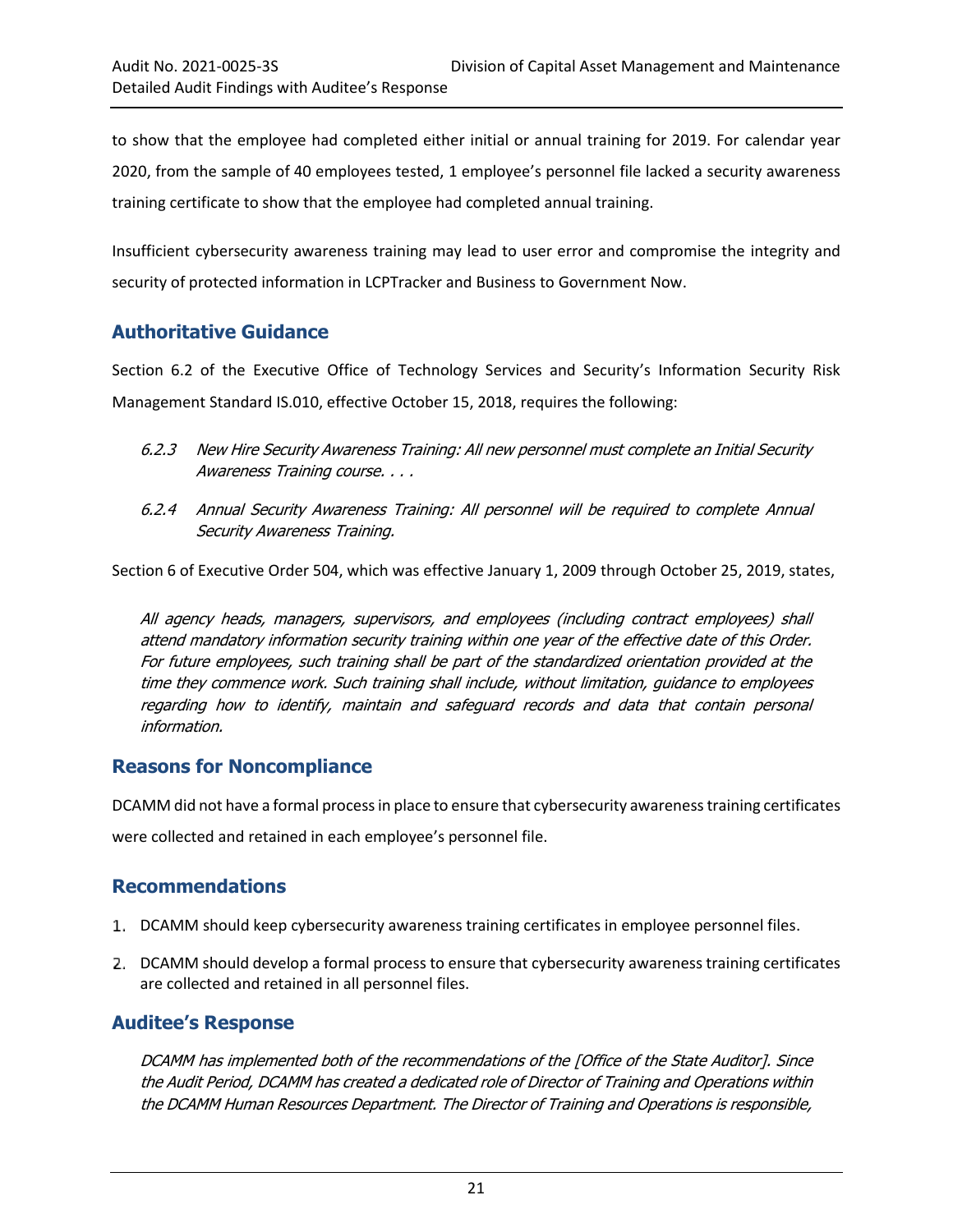to show that the employee had completed either initial or annual training for 2019. For calendar year 2020, from the sample of 40 employees tested, 1 employee's personnel file lacked a security awareness training certificate to show that the employee had completed annual training.

Insufficient cybersecurity awareness training may lead to user error and compromise the integrity and security of protected information in LCPTracker and Business to Government Now.

## Authoritative Guidance

Section 6.2 of the Executive Office of Technology Services and Security's Information Security Risk Management Standard IS.010, effective October 15, 2018, requires the following:

> *6.2.3 New Hire Security Awareness Training: All new personnel must complete an Initial Security Awareness Training course. . . .*
>
> *6.2.4 Annual Security Awareness Training: All personnel will be required to complete Annual Security Awareness Training.*

Section 6 of Executive Order 504, which was effective January 1, 2009 through October 25, 2019, states,

> *All agency heads, managers, supervisors, and employees (including contract employees) shall attend mandatory information security training within one year of the effective date of this Order. For future employees, such training shall be part of the standardized orientation provided at the time they commence work. Such training shall include, without limitation, guidance to employees regarding how to identify, maintain and safeguard records and data that contain personal information.*

## Reasons for Noncompliance

DCAMM did not have a formal process in place to ensure that cybersecurity awareness training certificates were collected and retained in each employee's personnel file.

## Recommendations

1. DCAMM should keep cybersecurity awareness training certificates in employee personnel files.
2. DCAMM should develop a formal process to ensure that cybersecurity awareness training certificates are collected and retained in all personnel files.

## Auditee's Response

> *DCAMM has implemented both of the recommendations of the [Office of the State Auditor]. Since the Audit Period, DCAMM has created a dedicated role of Director of Training and Operations within the DCAMM Human Resources Department. The Director of Training and Operations is responsible,*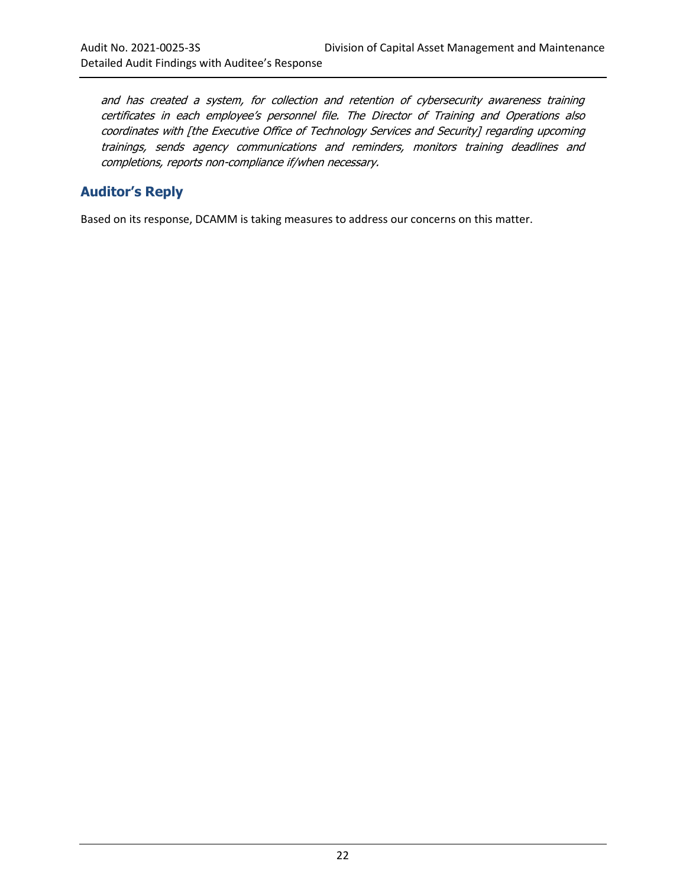*and has created a system, for collection and retention of cybersecurity awareness training certificates in each employee's personnel file. The Director of Training and Operations also coordinates with [the Executive Office of Technology Services and Security] regarding upcoming trainings, sends agency communications and reminders, monitors training deadlines and completions, reports non-compliance if/when necessary.*

## Auditor's Reply

Based on its response, DCAMM is taking measures to address our concerns on this matter.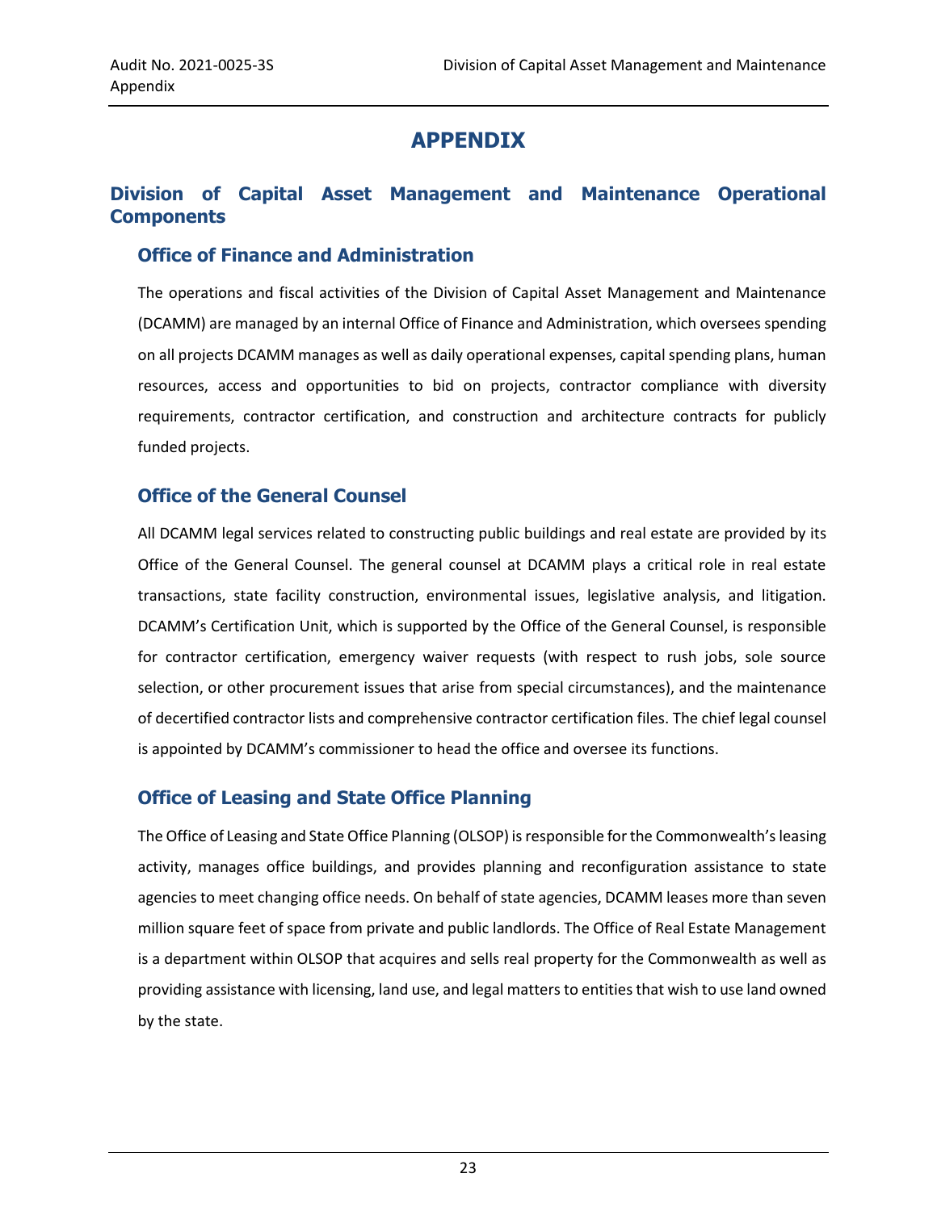# APPENDIX

## Division of Capital Asset Management and Maintenance Operational Components

### Office of Finance and Administration

The operations and fiscal activities of the Division of Capital Asset Management and Maintenance (DCAMM) are managed by an internal Office of Finance and Administration, which oversees spending on all projects DCAMM manages as well as daily operational expenses, capital spending plans, human resources, access and opportunities to bid on projects, contractor compliance with diversity requirements, contractor certification, and construction and architecture contracts for publicly funded projects.

### Office of the General Counsel

All DCAMM legal services related to constructing public buildings and real estate are provided by its Office of the General Counsel. The general counsel at DCAMM plays a critical role in real estate transactions, state facility construction, environmental issues, legislative analysis, and litigation. DCAMM's Certification Unit, which is supported by the Office of the General Counsel, is responsible for contractor certification, emergency waiver requests (with respect to rush jobs, sole source selection, or other procurement issues that arise from special circumstances), and the maintenance of decertified contractor lists and comprehensive contractor certification files. The chief legal counsel is appointed by DCAMM's commissioner to head the office and oversee its functions.

### Office of Leasing and State Office Planning

The Office of Leasing and State Office Planning (OLSOP) is responsible for the Commonwealth's leasing activity, manages office buildings, and provides planning and reconfiguration assistance to state agencies to meet changing office needs. On behalf of state agencies, DCAMM leases more than seven million square feet of space from private and public landlords. The Office of Real Estate Management is a department within OLSOP that acquires and sells real property for the Commonwealth as well as providing assistance with licensing, land use, and legal matters to entities that wish to use land owned by the state.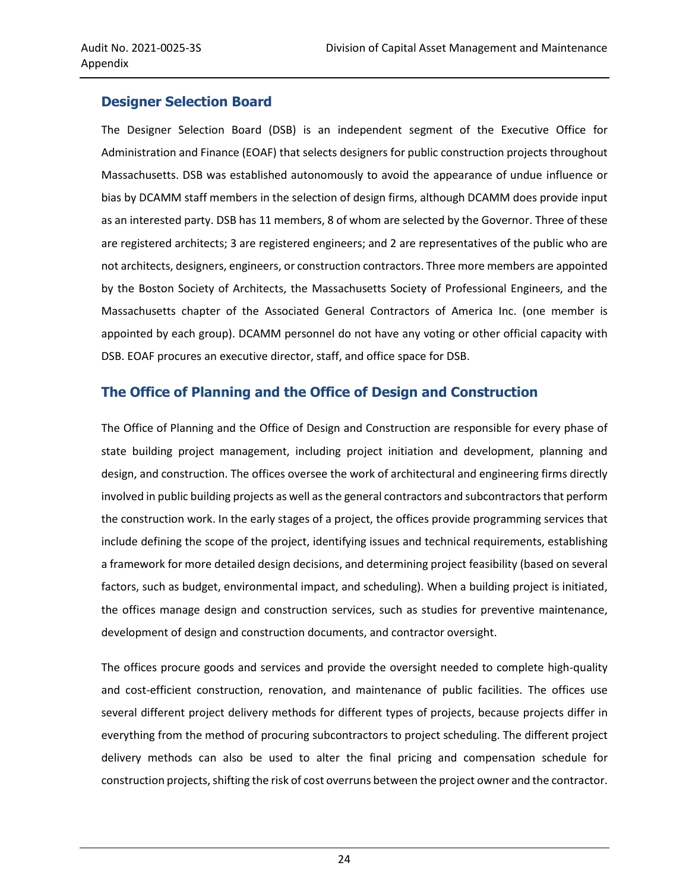## Designer Selection Board

The Designer Selection Board (DSB) is an independent segment of the Executive Office for Administration and Finance (EOAF) that selects designers for public construction projects throughout Massachusetts. DSB was established autonomously to avoid the appearance of undue influence or bias by DCAMM staff members in the selection of design firms, although DCAMM does provide input as an interested party. DSB has 11 members, 8 of whom are selected by the Governor. Three of these are registered architects; 3 are registered engineers; and 2 are representatives of the public who are not architects, designers, engineers, or construction contractors. Three more members are appointed by the Boston Society of Architects, the Massachusetts Society of Professional Engineers, and the Massachusetts chapter of the Associated General Contractors of America Inc. (one member is appointed by each group). DCAMM personnel do not have any voting or other official capacity with DSB. EOAF procures an executive director, staff, and office space for DSB.

## The Office of Planning and the Office of Design and Construction

The Office of Planning and the Office of Design and Construction are responsible for every phase of state building project management, including project initiation and development, planning and design, and construction. The offices oversee the work of architectural and engineering firms directly involved in public building projects as well as the general contractors and subcontractors that perform the construction work. In the early stages of a project, the offices provide programming services that include defining the scope of the project, identifying issues and technical requirements, establishing a framework for more detailed design decisions, and determining project feasibility (based on several factors, such as budget, environmental impact, and scheduling). When a building project is initiated, the offices manage design and construction services, such as studies for preventive maintenance, development of design and construction documents, and contractor oversight.

The offices procure goods and services and provide the oversight needed to complete high-quality and cost-efficient construction, renovation, and maintenance of public facilities. The offices use several different project delivery methods for different types of projects, because projects differ in everything from the method of procuring subcontractors to project scheduling. The different project delivery methods can also be used to alter the final pricing and compensation schedule for construction projects, shifting the risk of cost overruns between the project owner and the contractor.